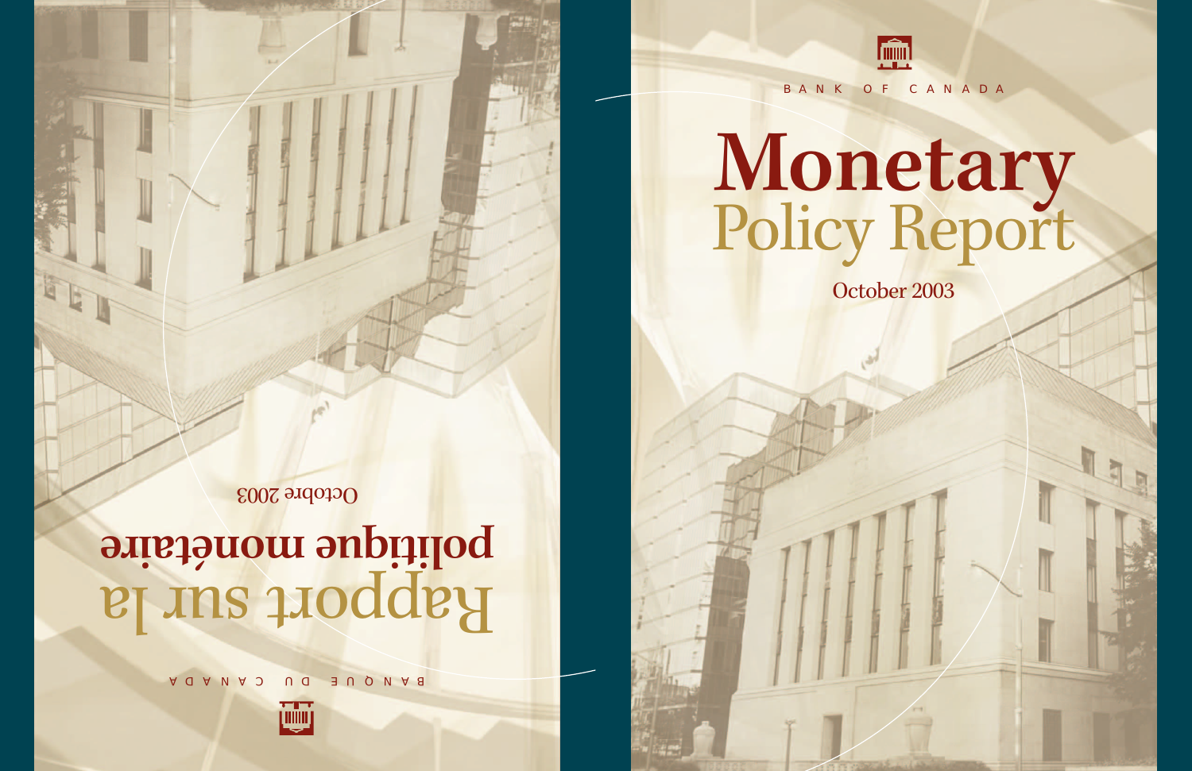BANK OF CANADA

# Monetary Policy Report

October 2003

BANQUE DU CANADA

# Rapport sur la politique monétaire

Octobre 2003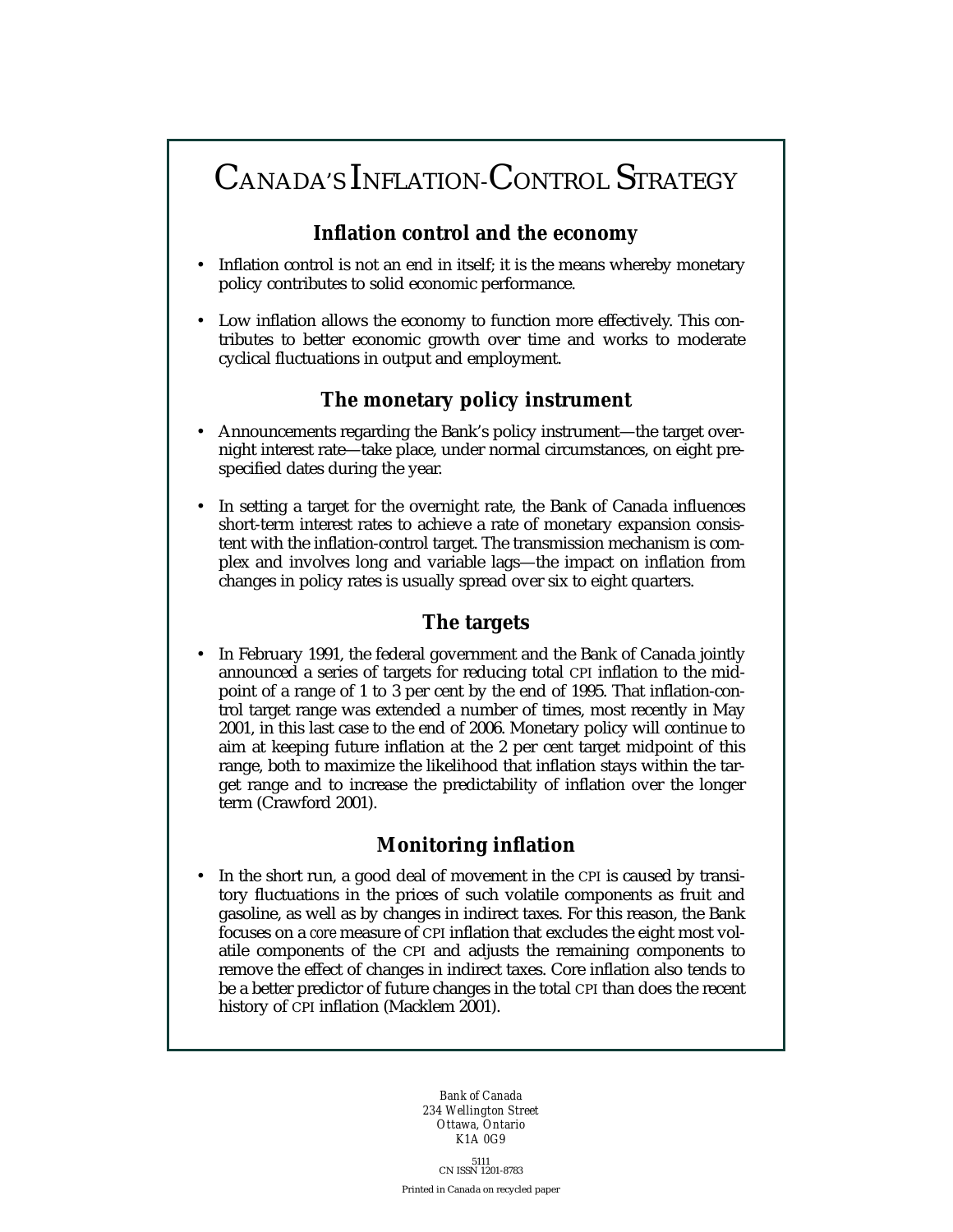# Canada's Inflation-Control Strategy

## Inflation control and the economy

- Inflation control is not an end in itself; it is the means whereby monetary policy contributes to solid economic performance.
- Low inflation allows the economy to function more effectively. This contributes to better economic growth over time and works to moderate cyclical fluctuations in output and employment.

## The monetary policy instrument

- Announcements regarding the Bank's policy instrument—the target overnight interest rate—take place, under normal circumstances, on eight pre-specified dates during the year.
- In setting a target for the overnight rate, the Bank of Canada influences short-term interest rates to achieve a rate of monetary expansion consistent with the inflation-control target. The transmission mechanism is complex and involves long and variable lags—the impact on inflation from changes in policy rates is usually spread over six to eight quarters.

## The targets

- In February 1991, the federal government and the Bank of Canada jointly announced a series of targets for reducing total CPI inflation to the midpoint of a range of 1 to 3 per cent by the end of 1995. That inflation-control target range was extended a number of times, most recently in May 2001, in this last case to the end of 2006. Monetary policy will continue to aim at keeping future inflation at the 2 per cent target midpoint of this range, both to maximize the likelihood that inflation stays within the target range and to increase the predictability of inflation over the longer term (Crawford 2001).

## Monitoring inflation

- In the short run, a good deal of movement in the CPI is caused by transitory fluctuations in the prices of such volatile components as fruit and gasoline, as well as by changes in indirect taxes. For this reason, the Bank focuses on a *core* measure of CPI inflation that excludes the eight most volatile components of the CPI and adjusts the remaining components to remove the effect of changes in indirect taxes. Core inflation also tends to be a better predictor of future changes in the total CPI than does the recent history of CPI inflation (Macklem 2001).

*Bank of Canada*
*234 Wellington Street*
*Ottawa, Ontario*
*K1A 0G9*

5111
CN ISSN 1201-8783

Printed in Canada on recycled paper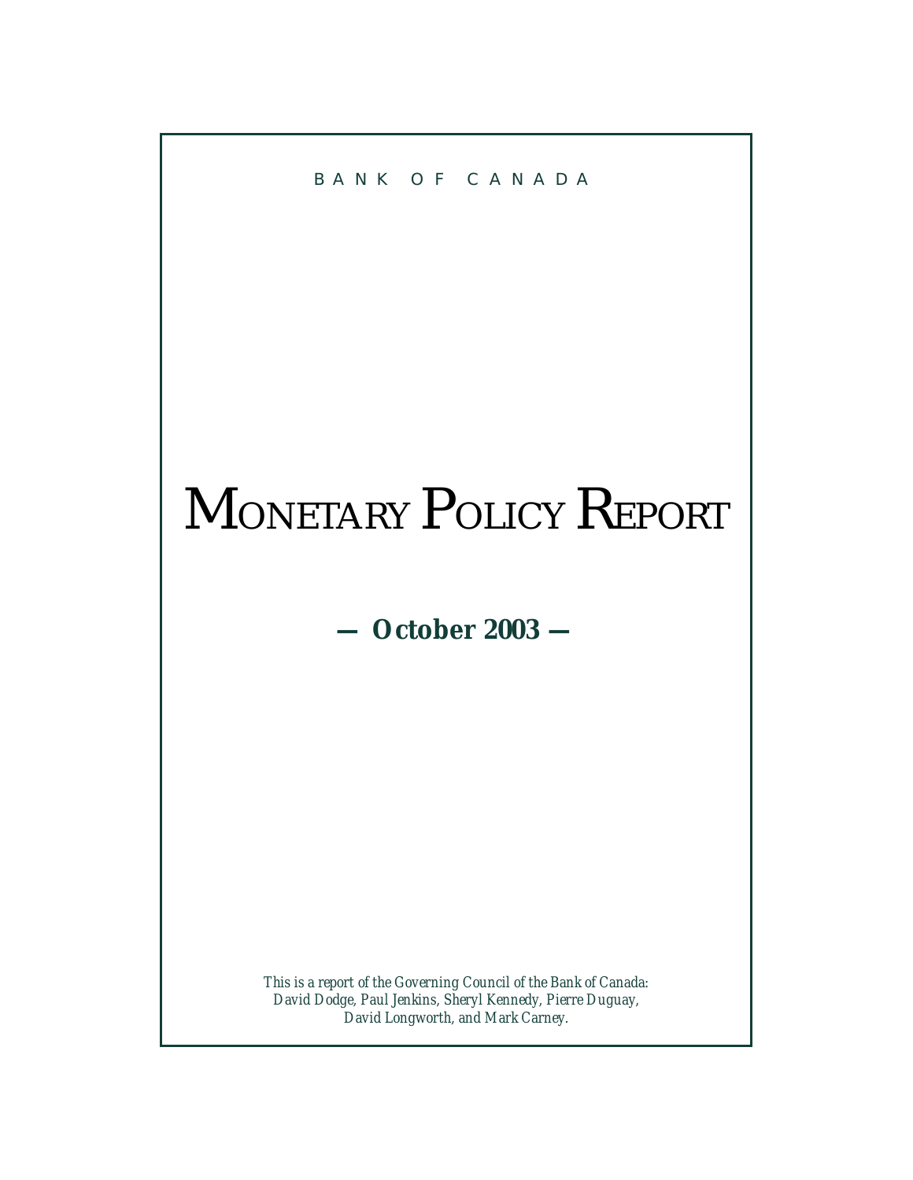BANK OF CANADA

# MONETARY POLICY REPORT

**— October 2003 —**

*This is a report of the Governing Council of the Bank of Canada: David Dodge, Paul Jenkins, Sheryl Kennedy, Pierre Duguay, David Longworth, and Mark Carney.*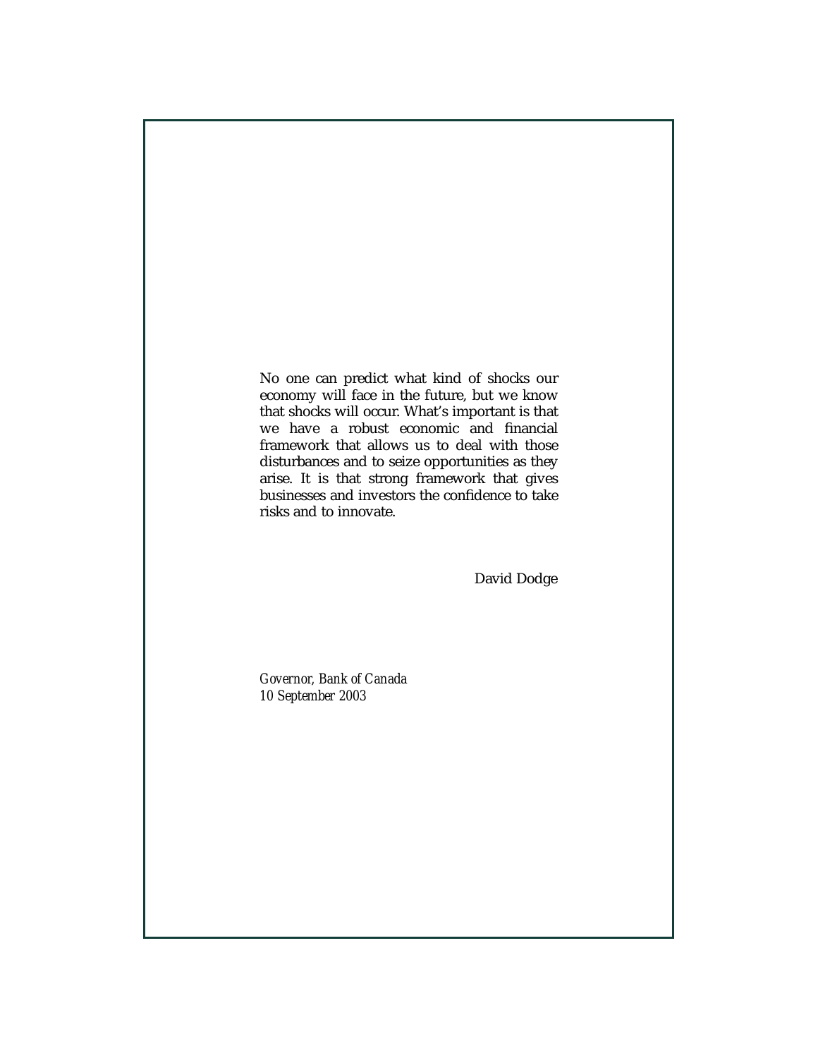No one can predict what kind of shocks our economy will face in the future, but we know that shocks will occur. What's important is that we have a robust economic and financial framework that allows us to deal with those disturbances and to seize opportunities as they arise. It is that strong framework that gives businesses and investors the confidence to take risks and to innovate.

David Dodge

*Governor, Bank of Canada*
*10 September 2003*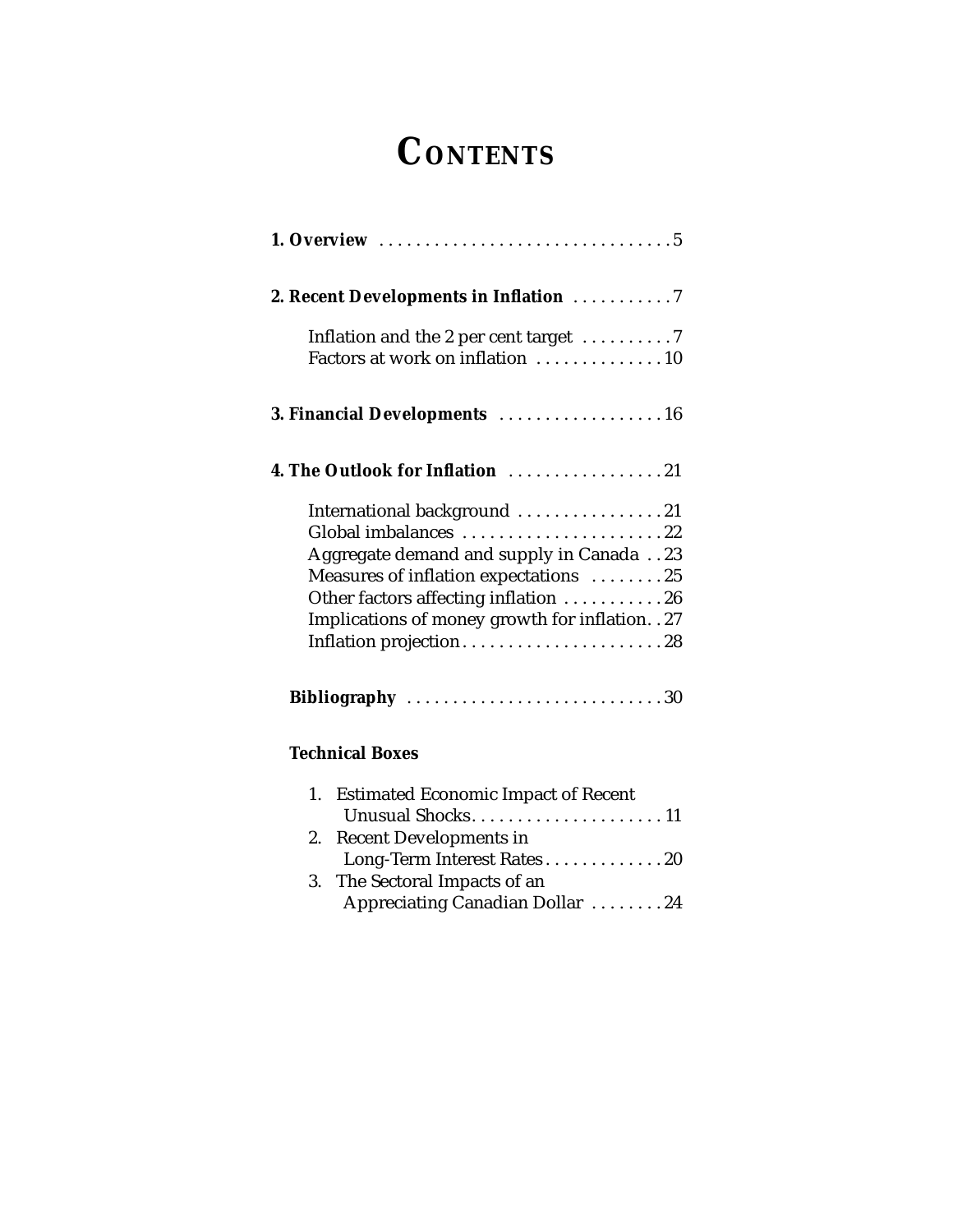# CONTENTS

**1. Overview** . . . . . . . . . . . . . . . . . . . . . . . . . . . . . . . 5

**2. Recent Developments in Inflation** . . . . . . . . . . . 7

- Inflation and the 2 per cent target . . . . . . . . . . 7
- Factors at work on inflation . . . . . . . . . . . . . . 10

**3. Financial Developments** . . . . . . . . . . . . . . . . . . 16

**4. The Outlook for Inflation** . . . . . . . . . . . . . . . . . 21

- International background . . . . . . . . . . . . . . . . 21
- Global imbalances . . . . . . . . . . . . . . . . . . . . . . 22
- Aggregate demand and supply in Canada . . 23
- Measures of inflation expectations . . . . . . . . 25
- Other factors affecting inflation . . . . . . . . . . . 26
- Implications of money growth for inflation. . 27
- Inflation projection. . . . . . . . . . . . . . . . . . . . . . 28

**Bibliography** . . . . . . . . . . . . . . . . . . . . . . . . . . . . 30

**Technical Boxes**

1. Estimated Economic Impact of Recent Unusual Shocks. . . . . . . . . . . . . . . . . . . . . 11
2. Recent Developments in Long-Term Interest Rates . . . . . . . . . . . . . 20
3. The Sectoral Impacts of an Appreciating Canadian Dollar . . . . . . . . 24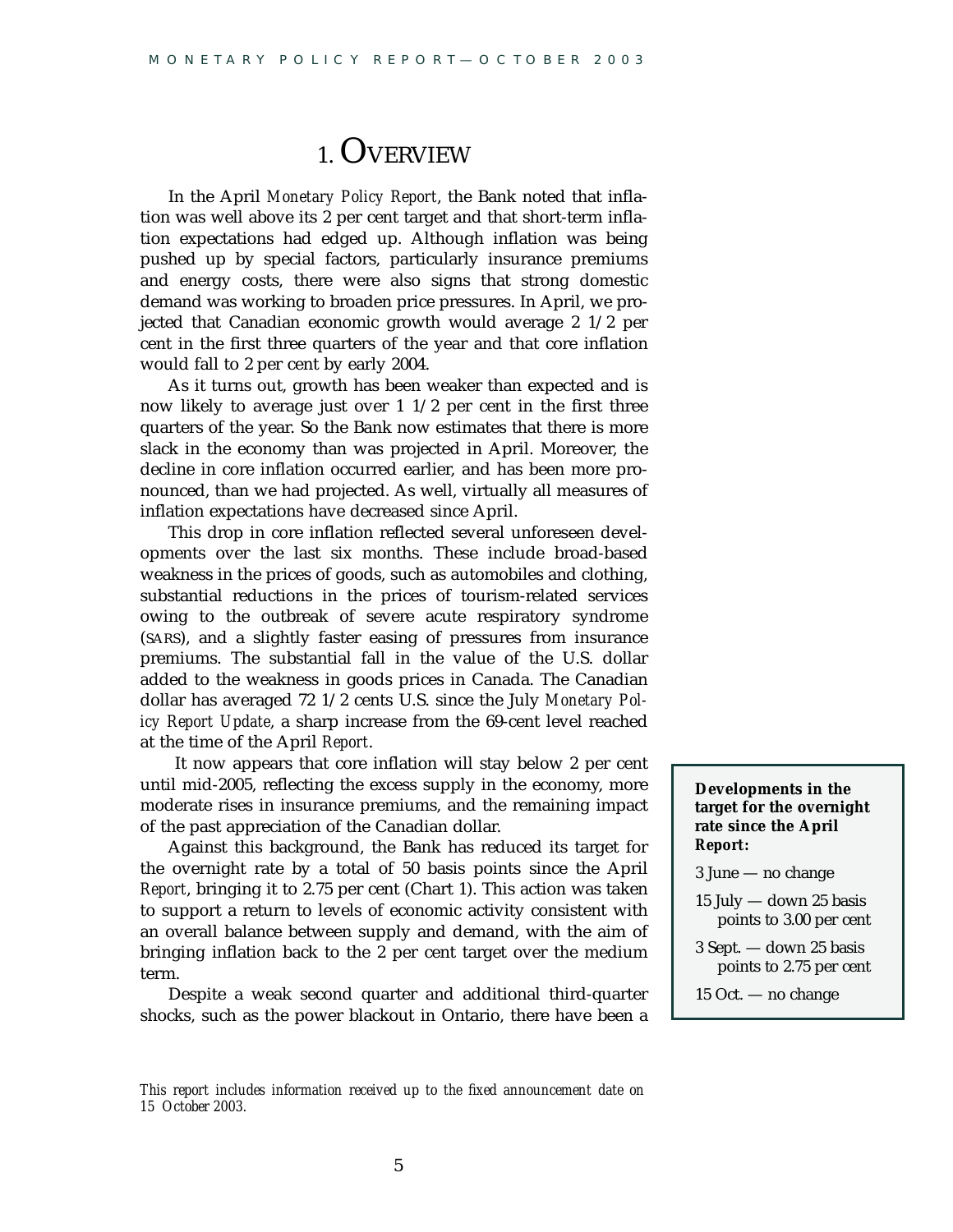# 1. Overview

In the April *Monetary Policy Report*, the Bank noted that inflation was well above its 2 per cent target and that short-term inflation expectations had edged up. Although inflation was being pushed up by special factors, particularly insurance premiums and energy costs, there were also signs that strong domestic demand was working to broaden price pressures. In April, we projected that Canadian economic growth would average 2 1/2 per cent in the first three quarters of the year and that core inflation would fall to 2 per cent by early 2004.

As it turns out, growth has been weaker than expected and is now likely to average just over 1 1/2 per cent in the first three quarters of the year. So the Bank now estimates that there is more slack in the economy than was projected in April. Moreover, the decline in core inflation occurred earlier, and has been more pronounced, than we had projected. As well, virtually all measures of inflation expectations have decreased since April.

This drop in core inflation reflected several unforeseen developments over the last six months. These include broad-based weakness in the prices of goods, such as automobiles and clothing, substantial reductions in the prices of tourism-related services owing to the outbreak of severe acute respiratory syndrome (SARS), and a slightly faster easing of pressures from insurance premiums. The substantial fall in the value of the U.S. dollar added to the weakness in goods prices in Canada. The Canadian dollar has averaged 72 1/2 cents U.S. since the July *Monetary Policy Report Update*, a sharp increase from the 69-cent level reached at the time of the April *Report*.

It now appears that core inflation will stay below 2 per cent until mid-2005, reflecting the excess supply in the economy, more moderate rises in insurance premiums, and the remaining impact of the past appreciation of the Canadian dollar.

Against this background, the Bank has reduced its target for the overnight rate by a total of 50 basis points since the April *Report*, bringing it to 2.75 per cent (Chart 1). This action was taken to support a return to levels of economic activity consistent with an overall balance between supply and demand, with the aim of bringing inflation back to the 2 per cent target over the medium term.

Despite a weak second quarter and additional third-quarter shocks, such as the power blackout in Ontario, there have been a

**Developments in the target for the overnight rate since the April Report:**

3 June — no change

15 July — down 25 basis points to 3.00 per cent

3 Sept. — down 25 basis points to 2.75 per cent

15 Oct. — no change

*This report includes information received up to the fixed announcement date on 15 October 2003.*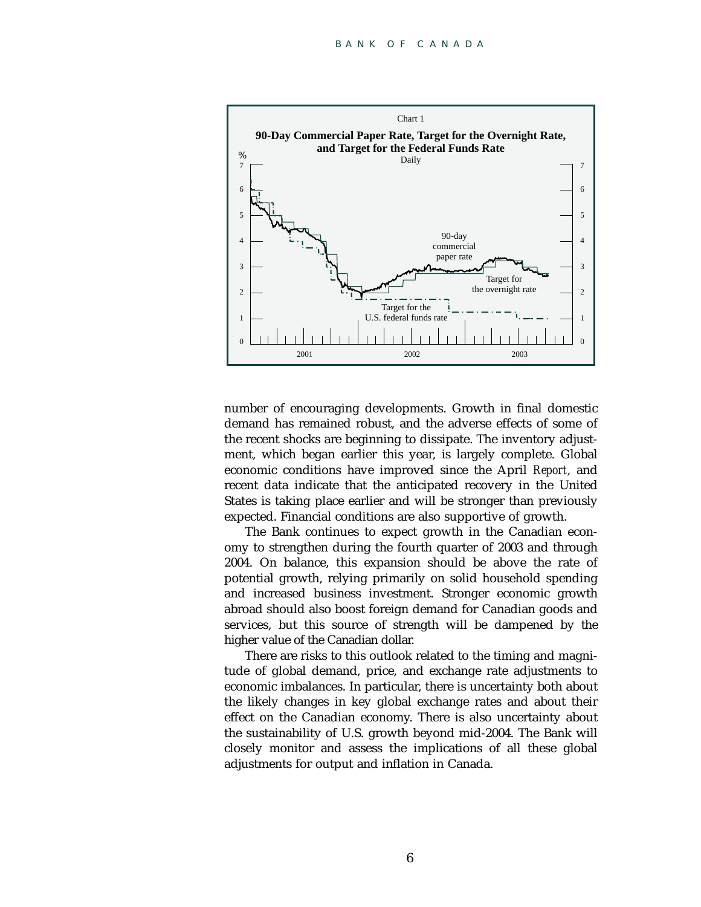Chart 1

**90-Day Commercial Paper Rate, Target for the Overnight Rate, and Target for the Federal Funds Rate**

Daily

number of encouraging developments. Growth in final domestic demand has remained robust, and the adverse effects of some of the recent shocks are beginning to dissipate. The inventory adjustment, which began earlier this year, is largely complete. Global economic conditions have improved since the April *Report*, and recent data indicate that the anticipated recovery in the United States is taking place earlier and will be stronger than previously expected. Financial conditions are also supportive of growth.

The Bank continues to expect growth in the Canadian economy to strengthen during the fourth quarter of 2003 and through 2004. On balance, this expansion should be above the rate of potential growth, relying primarily on solid household spending and increased business investment. Stronger economic growth abroad should also boost foreign demand for Canadian goods and services, but this source of strength will be dampened by the higher value of the Canadian dollar.

There are risks to this outlook related to the timing and magnitude of global demand, price, and exchange rate adjustments to economic imbalances. In particular, there is uncertainty both about the likely changes in key global exchange rates and about their effect on the Canadian economy. There is also uncertainty about the sustainability of U.S. growth beyond mid-2004. The Bank will closely monitor and assess the implications of all these global adjustments for output and inflation in Canada.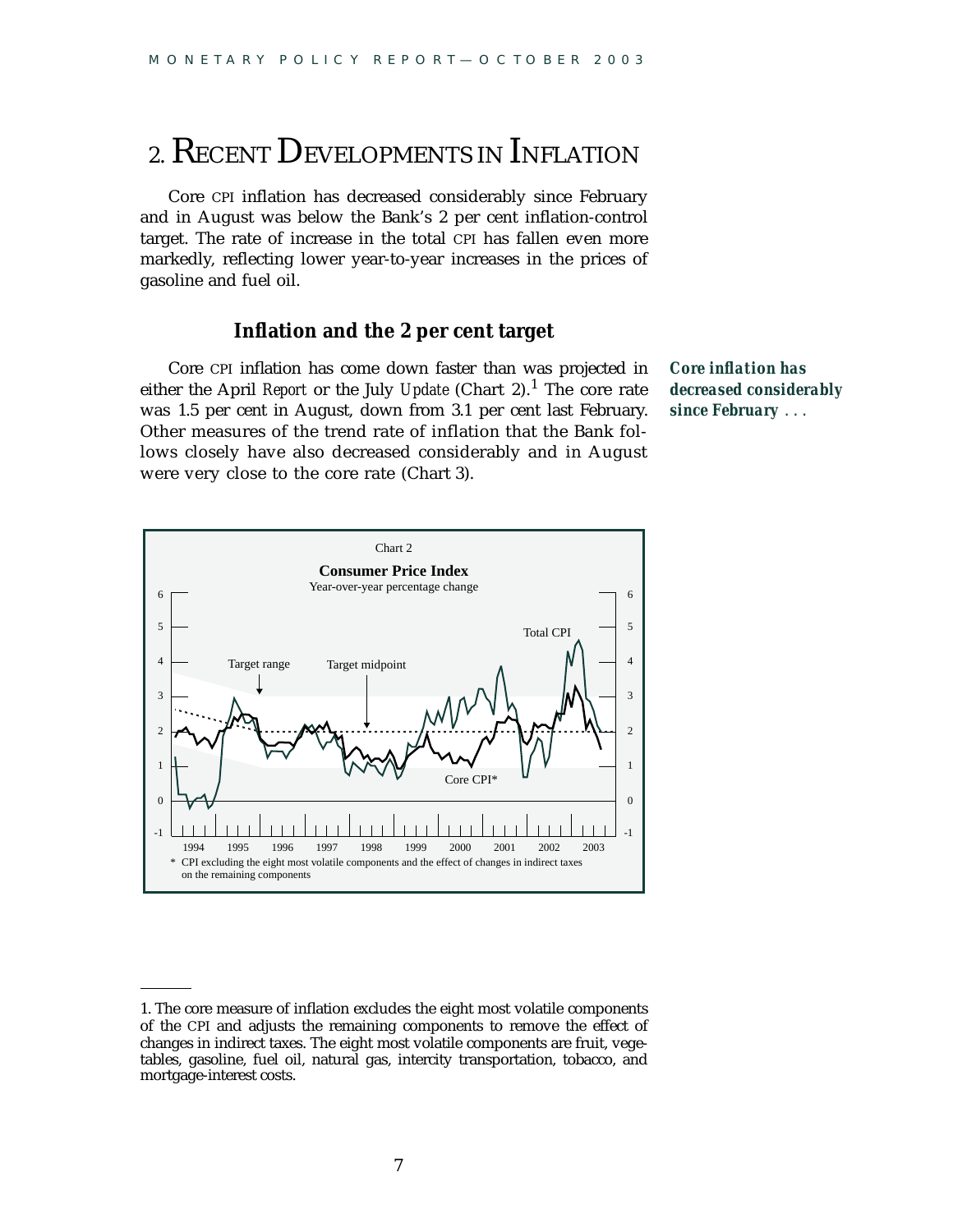# 2. Recent Developments in Inflation

Core CPI inflation has decreased considerably since February and in August was below the Bank's 2 per cent inflation-control target. The rate of increase in the total CPI has fallen even more markedly, reflecting lower year-to-year increases in the prices of gasoline and fuel oil.

## Inflation and the 2 per cent target

***Core inflation has decreased considerably since February . . .***

Core CPI inflation has come down faster than was projected in either the April *Report* or the July *Update* (Chart 2).[1] The core rate was 1.5 per cent in August, down from 3.1 per cent last February. Other measures of the trend rate of inflation that the Bank follows closely have also decreased considerably and in August were very close to the core rate (Chart 3).

Chart 2

**Consumer Price Index**

Year-over-year percentage change

\* CPI excluding the eight most volatile components and the effect of changes in indirect taxes on the remaining components

---

1. The core measure of inflation excludes the eight most volatile components of the CPI and adjusts the remaining components to remove the effect of changes in indirect taxes. The eight most volatile components are fruit, vegetables, gasoline, fuel oil, natural gas, intercity transportation, tobacco, and mortgage-interest costs.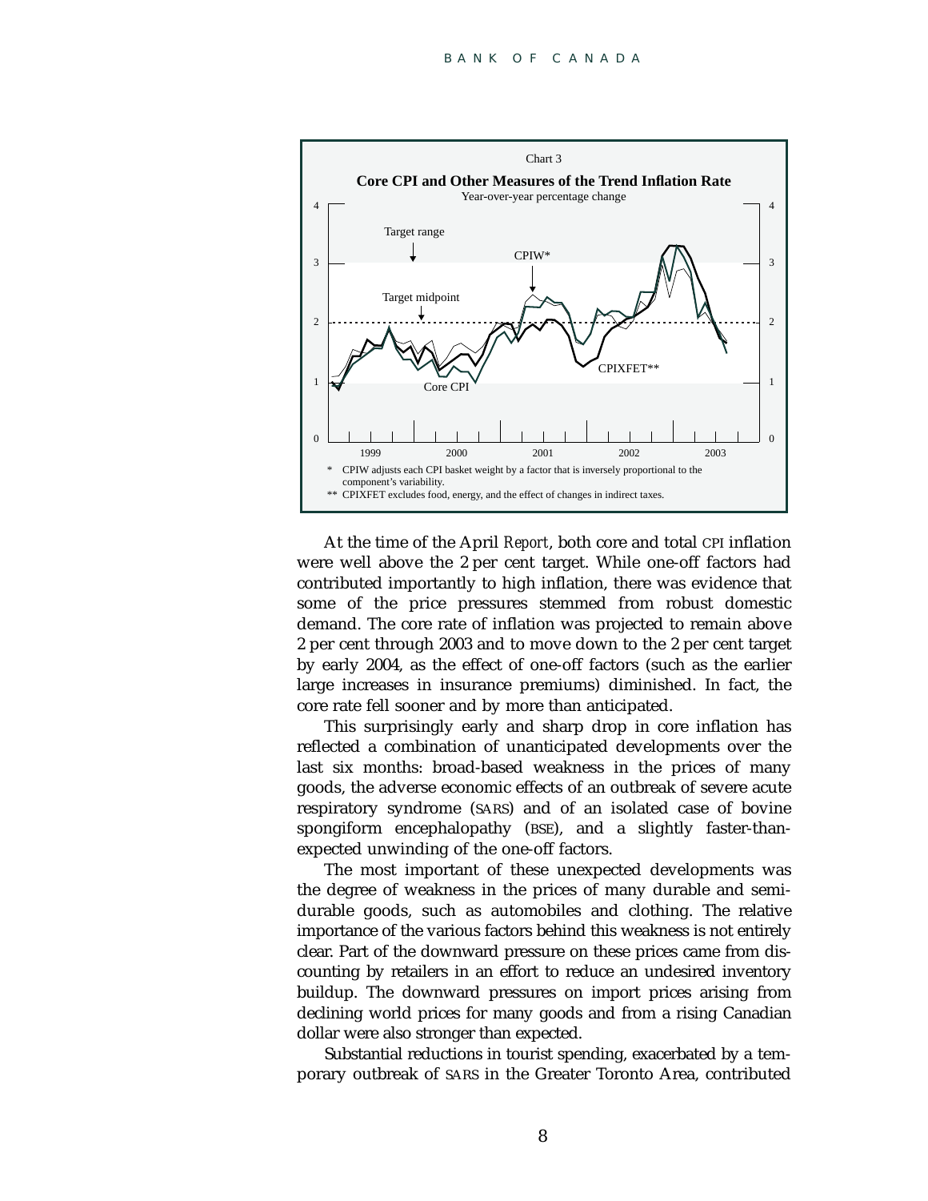Chart 3

**Core CPI and Other Measures of the Trend Inflation Rate**

Year-over-year percentage change

\* CPIW adjusts each CPI basket weight by a factor that is inversely proportional to the component's variability.

\*\* CPIXFET excludes food, energy, and the effect of changes in indirect taxes.

At the time of the April *Report*, both core and total CPI inflation were well above the 2 per cent target. While one-off factors had contributed importantly to high inflation, there was evidence that some of the price pressures stemmed from robust domestic demand. The core rate of inflation was projected to remain above 2 per cent through 2003 and to move down to the 2 per cent target by early 2004, as the effect of one-off factors (such as the earlier large increases in insurance premiums) diminished. In fact, the core rate fell sooner and by more than anticipated.

This surprisingly early and sharp drop in core inflation has reflected a combination of unanticipated developments over the last six months: broad-based weakness in the prices of many goods, the adverse economic effects of an outbreak of severe acute respiratory syndrome (SARS) and of an isolated case of bovine spongiform encephalopathy (BSE), and a slightly faster-than-expected unwinding of the one-off factors.

The most important of these unexpected developments was the degree of weakness in the prices of many durable and semi-durable goods, such as automobiles and clothing. The relative importance of the various factors behind this weakness is not entirely clear. Part of the downward pressure on these prices came from discounting by retailers in an effort to reduce an undesired inventory buildup. The downward pressures on import prices arising from declining world prices for many goods and from a rising Canadian dollar were also stronger than expected.

Substantial reductions in tourist spending, exacerbated by a temporary outbreak of SARS in the Greater Toronto Area, contributed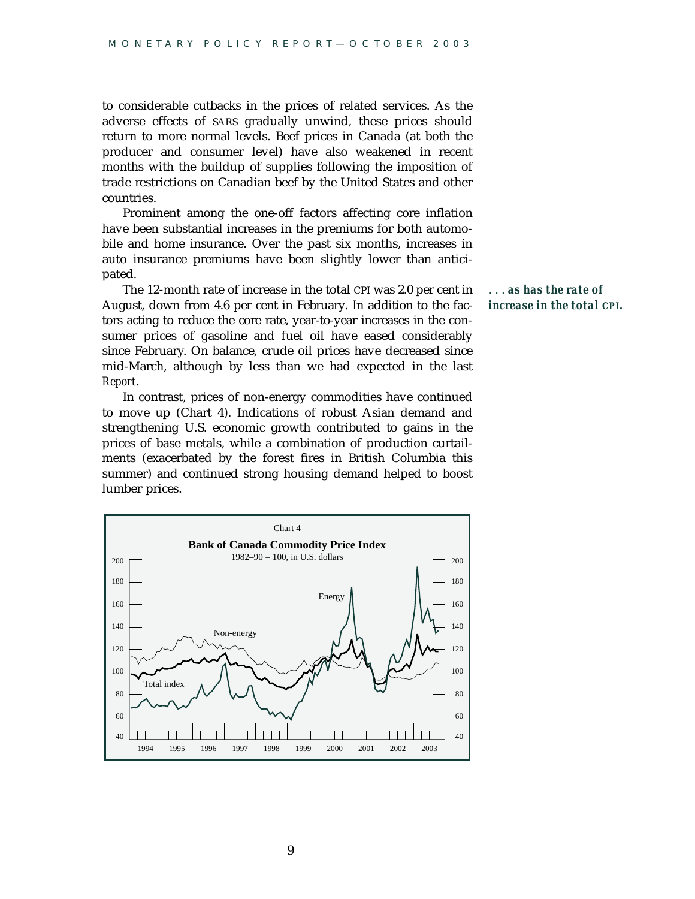to considerable cutbacks in the prices of related services. As the adverse effects of SARS gradually unwind, these prices should return to more normal levels. Beef prices in Canada (at both the producer and consumer level) have also weakened in recent months with the buildup of supplies following the imposition of trade restrictions on Canadian beef by the United States and other countries.

Prominent among the one-off factors affecting core inflation have been substantial increases in the premiums for both automobile and home insurance. Over the past six months, increases in auto insurance premiums have been slightly lower than anticipated.

***. . . as has the rate of increase in the total CPI.***

The 12-month rate of increase in the total CPI was 2.0 per cent in August, down from 4.6 per cent in February. In addition to the factors acting to reduce the core rate, year-to-year increases in the consumer prices of gasoline and fuel oil have eased considerably since February. On balance, crude oil prices have decreased since mid-March, although by less than we had expected in the last *Report*.

In contrast, prices of non-energy commodities have continued to move up (Chart 4). Indications of robust Asian demand and strengthening U.S. economic growth contributed to gains in the prices of base metals, while a combination of production curtailments (exacerbated by the forest fires in British Columbia this summer) and continued strong housing demand helped to boost lumber prices.

Chart 4

**Bank of Canada Commodity Price Index**

1982–90 = 100, in U.S. dollars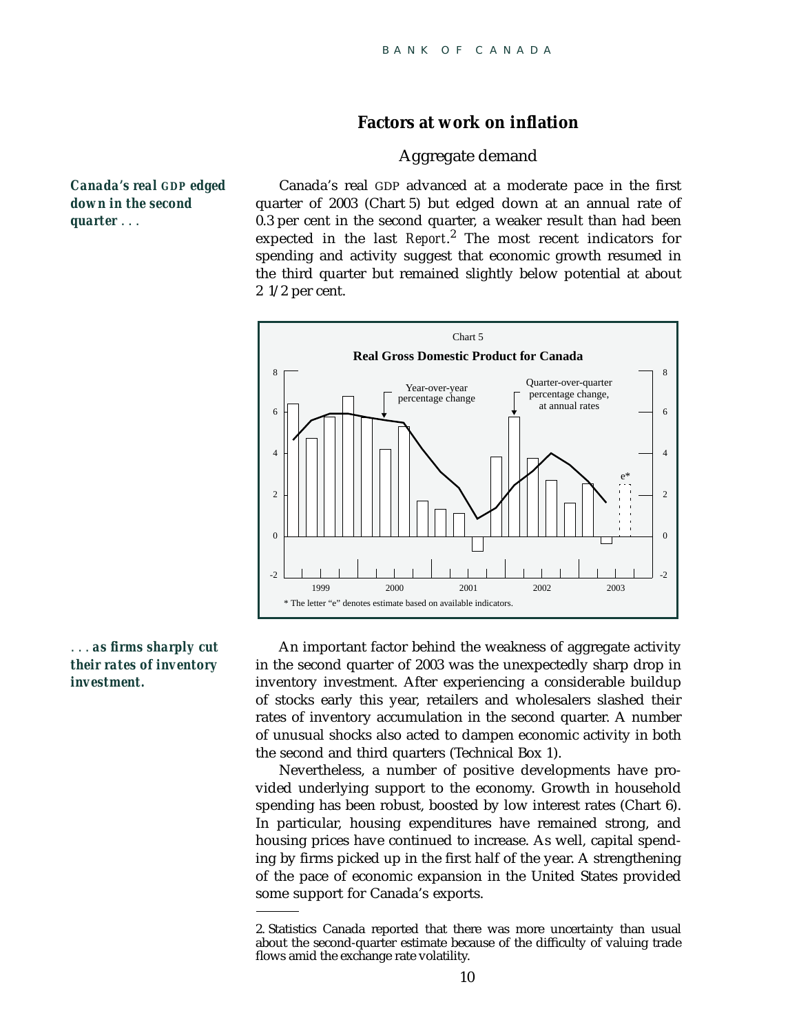## Factors at work on inflation

### Aggregate demand

***Canada's real GDP edged down in the second quarter . . .***

Canada's real GDP advanced at a moderate pace in the first quarter of 2003 (Chart 5) but edged down at an annual rate of 0.3 per cent in the second quarter, a weaker result than had been expected in the last *Report*.[2] The most recent indicators for spending and activity suggest that economic growth resumed in the third quarter but remained slightly below potential at about 2 1/2 per cent.

Chart 5

**Real Gross Domestic Product for Canada**

Year-over-year percentage change

Quarter-over-quarter percentage change, at annual rates

e*

1999 2000 2001 2002 2003

\* The letter "e" denotes estimate based on available indicators.

***. . . as firms sharply cut their rates of inventory investment.***

An important factor behind the weakness of aggregate activity in the second quarter of 2003 was the unexpectedly sharp drop in inventory investment. After experiencing a considerable buildup of stocks early this year, retailers and wholesalers slashed their rates of inventory accumulation in the second quarter. A number of unusual shocks also acted to dampen economic activity in both the second and third quarters (Technical Box 1).

Nevertheless, a number of positive developments have provided underlying support to the economy. Growth in household spending has been robust, boosted by low interest rates (Chart 6). In particular, housing expenditures have remained strong, and housing prices have continued to increase. As well, capital spending by firms picked up in the first half of the year. A strengthening of the pace of economic expansion in the United States provided some support for Canada's exports.

---

2. Statistics Canada reported that there was more uncertainty than usual about the second-quarter estimate because of the difficulty of valuing trade flows amid the exchange rate volatility.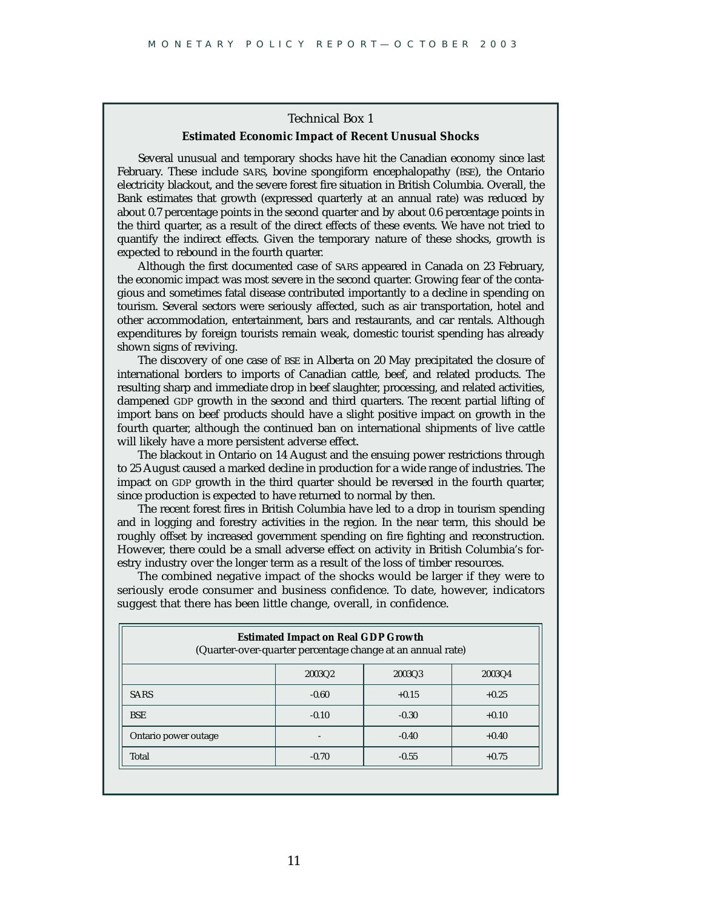## Technical Box 1

### Estimated Economic Impact of Recent Unusual Shocks

Several unusual and temporary shocks have hit the Canadian economy since last February. These include SARS, bovine spongiform encephalopathy (BSE), the Ontario electricity blackout, and the severe forest fire situation in British Columbia. Overall, the Bank estimates that growth (expressed quarterly at an annual rate) was reduced by about 0.7 percentage points in the second quarter and by about 0.6 percentage points in the third quarter, as a result of the direct effects of these events. We have not tried to quantify the indirect effects. Given the temporary nature of these shocks, growth is expected to rebound in the fourth quarter.

Although the first documented case of SARS appeared in Canada on 23 February, the economic impact was most severe in the second quarter. Growing fear of the contagious and sometimes fatal disease contributed importantly to a decline in spending on tourism. Several sectors were seriously affected, such as air transportation, hotel and other accommodation, entertainment, bars and restaurants, and car rentals. Although expenditures by foreign tourists remain weak, domestic tourist spending has already shown signs of reviving.

The discovery of one case of BSE in Alberta on 20 May precipitated the closure of international borders to imports of Canadian cattle, beef, and related products. The resulting sharp and immediate drop in beef slaughter, processing, and related activities, dampened GDP growth in the second and third quarters. The recent partial lifting of import bans on beef products should have a slight positive impact on growth in the fourth quarter, although the continued ban on international shipments of live cattle will likely have a more persistent adverse effect.

The blackout in Ontario on 14 August and the ensuing power restrictions through to 25 August caused a marked decline in production for a wide range of industries. The impact on GDP growth in the third quarter should be reversed in the fourth quarter, since production is expected to have returned to normal by then.

The recent forest fires in British Columbia have led to a drop in tourism spending and in logging and forestry activities in the region. In the near term, this should be roughly offset by increased government spending on fire fighting and reconstruction. However, there could be a small adverse effect on activity in British Columbia's forestry industry over the longer term as a result of the loss of timber resources.

The combined negative impact of the shocks would be larger if they were to seriously erode consumer and business confidence. To date, however, indicators suggest that there has been little change, overall, in confidence.

**Estimated Impact on Real GDP Growth**
(Quarter-over-quarter percentage change at an annual rate)

| | 2003Q2 | 2003Q3 | 2003Q4 |
|---|---|---|---|
| SARS | -0.60 | +0.15 | +0.25 |
| BSE | -0.10 | -0.30 | +0.10 |
| Ontario power outage | - | -0.40 | +0.40 |
| Total | -0.70 | -0.55 | +0.75 |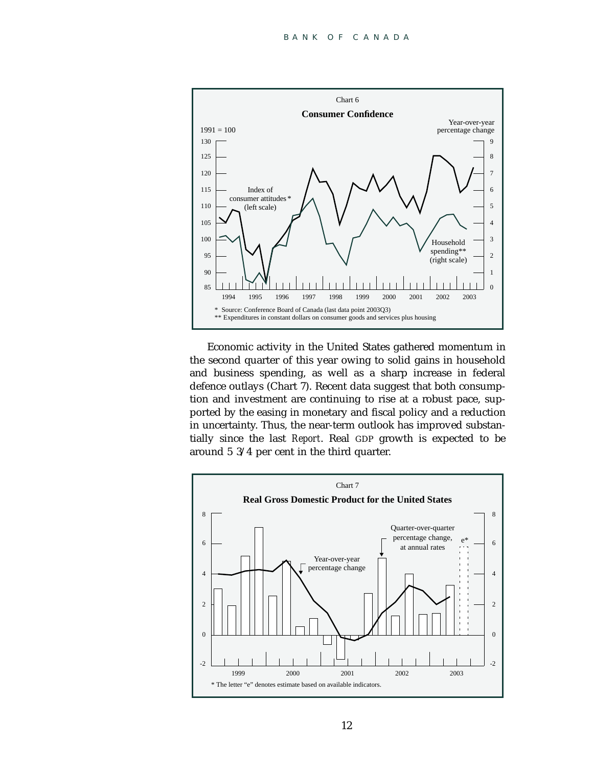Chart 6

**Consumer Confidence**

\* Source: Conference Board of Canada (last data point 2003Q3)
\*\* Expenditures in constant dollars on consumer goods and services plus housing

Economic activity in the United States gathered momentum in the second quarter of this year owing to solid gains in household and business spending, as well as a sharp increase in federal defence outlays (Chart 7). Recent data suggest that both consumption and investment are continuing to rise at a robust pace, supported by the easing in monetary and fiscal policy and a reduction in uncertainty. Thus, the near-term outlook has improved substantially since the last *Report*. Real GDP growth is expected to be around 5 3/4 per cent in the third quarter.

Chart 7

**Real Gross Domestic Product for the United States**

\* The letter "e" denotes estimate based on available indicators.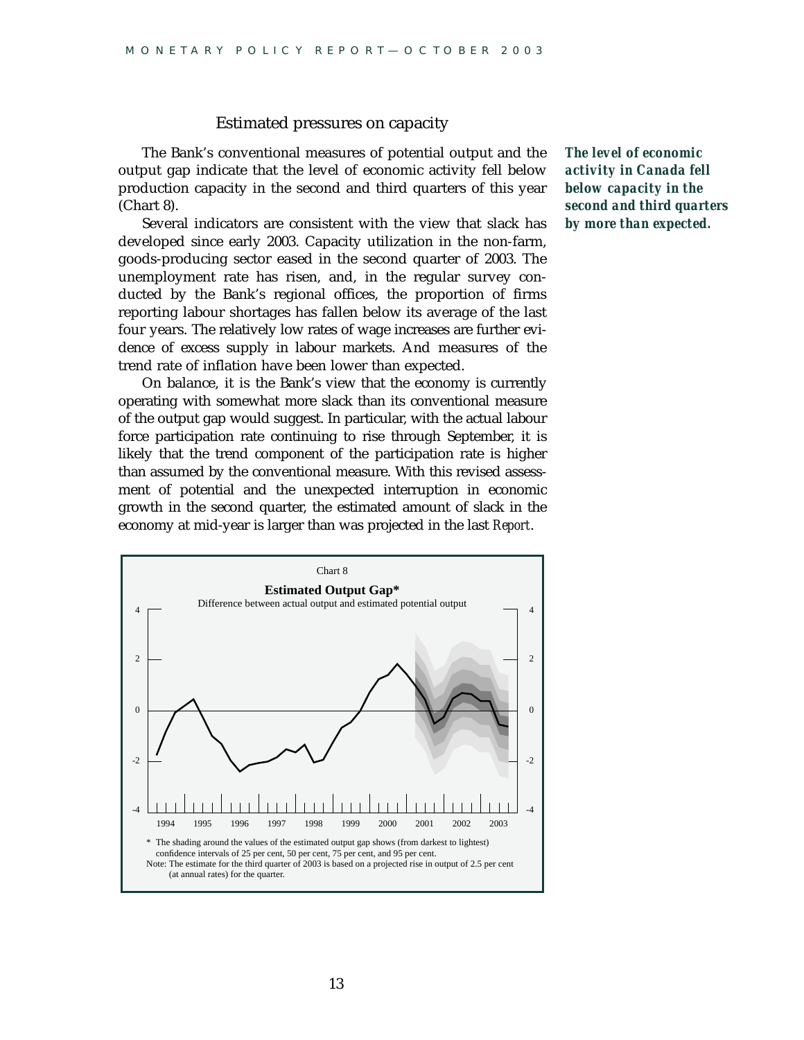## Estimated pressures on capacity

The Bank's conventional measures of potential output and the output gap indicate that the level of economic activity fell below production capacity in the second and third quarters of this year (Chart 8).

***The level of economic activity in Canada fell below capacity in the second and third quarters by more than expected.***

Several indicators are consistent with the view that slack has developed since early 2003. Capacity utilization in the non-farm, goods-producing sector eased in the second quarter of 2003. The unemployment rate has risen, and, in the regular survey conducted by the Bank's regional offices, the proportion of firms reporting labour shortages has fallen below its average of the last four years. The relatively low rates of wage increases are further evidence of excess supply in labour markets. And measures of the trend rate of inflation have been lower than expected.

On balance, it is the Bank's view that the economy is currently operating with somewhat more slack than its conventional measure of the output gap would suggest. In particular, with the actual labour force participation rate continuing to rise through September, it is likely that the trend component of the participation rate is higher than assumed by the conventional measure. With this revised assessment of potential and the unexpected interruption in economic growth in the second quarter, the estimated amount of slack in the economy at mid-year is larger than was projected in the last *Report*.

Chart 8

**Estimated Output Gap***

Difference between actual output and estimated potential output

\* The shading around the values of the estimated output gap shows (from darkest to lightest) confidence intervals of 25 per cent, 50 per cent, 75 per cent, and 95 per cent.

Note: The estimate for the third quarter of 2003 is based on a projected rise in output of 2.5 per cent (at annual rates) for the quarter.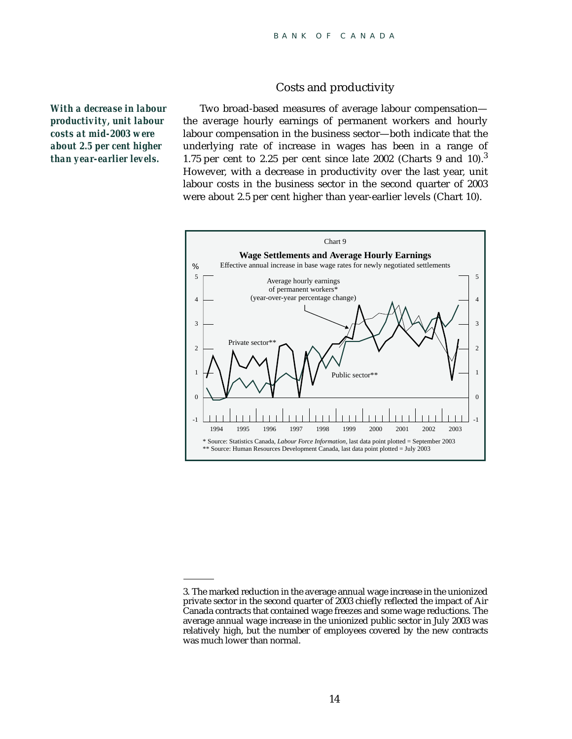## Costs and productivity

***With a decrease in labour productivity, unit labour costs at mid-2003 were about 2.5 per cent higher than year-earlier levels.***

Two broad-based measures of average labour compensation—the average hourly earnings of permanent workers and hourly labour compensation in the business sector—both indicate that the underlying rate of increase in wages has been in a range of 1.75 per cent to 2.25 per cent since late 2002 (Charts 9 and 10).[3] However, with a decrease in productivity over the last year, unit labour costs in the business sector in the second quarter of 2003 were about 2.5 per cent higher than year-earlier levels (Chart 10).

Chart 9

**Wage Settlements and Average Hourly Earnings**

Effective annual increase in base wage rates for newly negotiated settlements

\* Source: Statistics Canada, *Labour Force Information*, last data point plotted = September 2003

\*\* Source: Human Resources Development Canada, last data point plotted = July 2003

---

3. The marked reduction in the average annual wage increase in the unionized private sector in the second quarter of 2003 chiefly reflected the impact of Air Canada contracts that contained wage freezes and some wage reductions. The average annual wage increase in the unionized public sector in July 2003 was relatively high, but the number of employees covered by the new contracts was much lower than normal.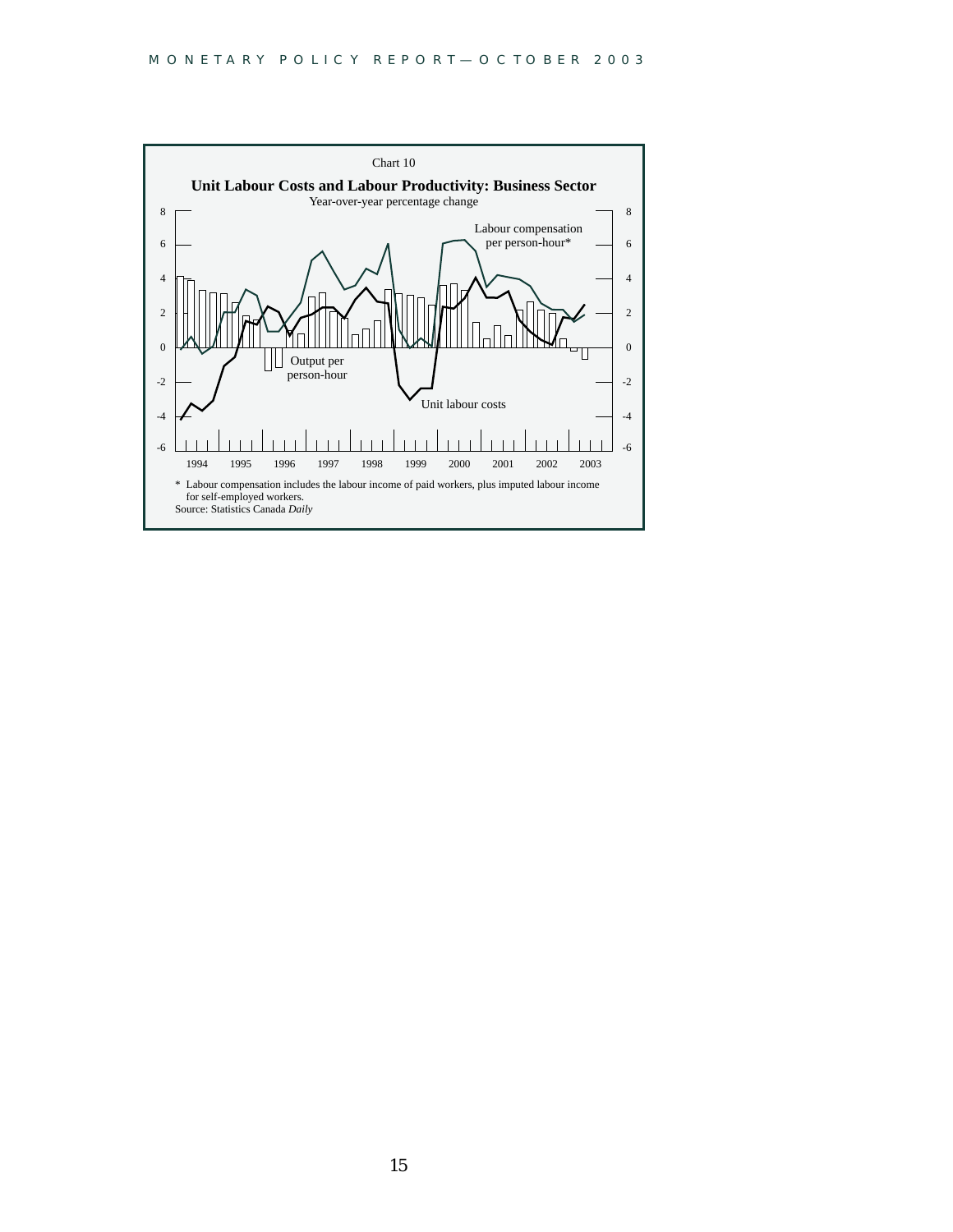Chart 10

**Unit Labour Costs and Labour Productivity: Business Sector**

Year-over-year percentage change

\* Labour compensation includes the labour income of paid workers, plus imputed labour income for self-employed workers.

Source: Statistics Canada *Daily*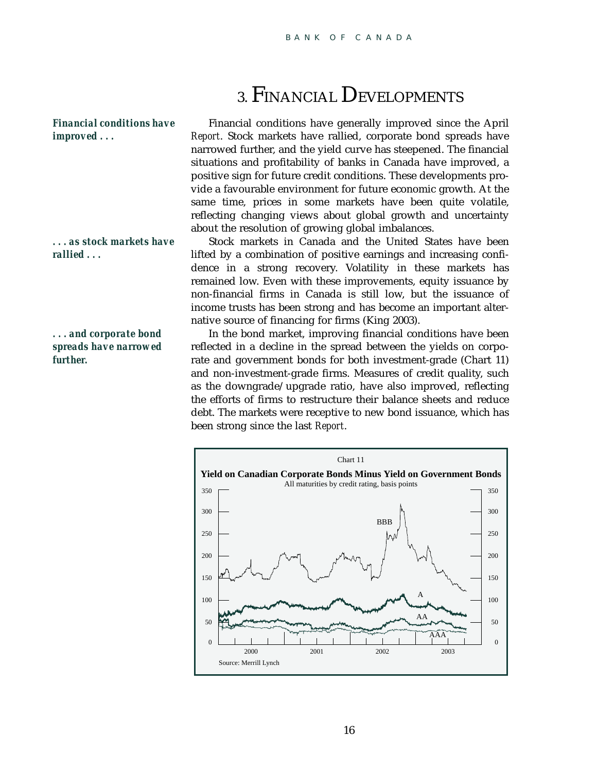# 3. Financial Developments

***Financial conditions have improved . . .***

Financial conditions have generally improved since the April *Report*. Stock markets have rallied, corporate bond spreads have narrowed further, and the yield curve has steepened. The financial situations and profitability of banks in Canada have improved, a positive sign for future credit conditions. These developments provide a favourable environment for future economic growth. At the same time, prices in some markets have been quite volatile, reflecting changing views about global growth and uncertainty about the resolution of growing global imbalances.

***. . . as stock markets have rallied . . .***

Stock markets in Canada and the United States have been lifted by a combination of positive earnings and increasing confidence in a strong recovery. Volatility in these markets has remained low. Even with these improvements, equity issuance by non-financial firms in Canada is still low, but the issuance of income trusts has been strong and has become an important alternative source of financing for firms (King 2003).

***. . . and corporate bond spreads have narrowed further.***

In the bond market, improving financial conditions have been reflected in a decline in the spread between the yields on corporate and government bonds for both investment-grade (Chart 11) and non-investment-grade firms. Measures of credit quality, such as the downgrade/upgrade ratio, have also improved, reflecting the efforts of firms to restructure their balance sheets and reduce debt. The markets were receptive to new bond issuance, which has been strong since the last *Report*.

Chart 11

**Yield on Canadian Corporate Bonds Minus Yield on Government Bonds**

All maturities by credit rating, basis points

Source: Merrill Lynch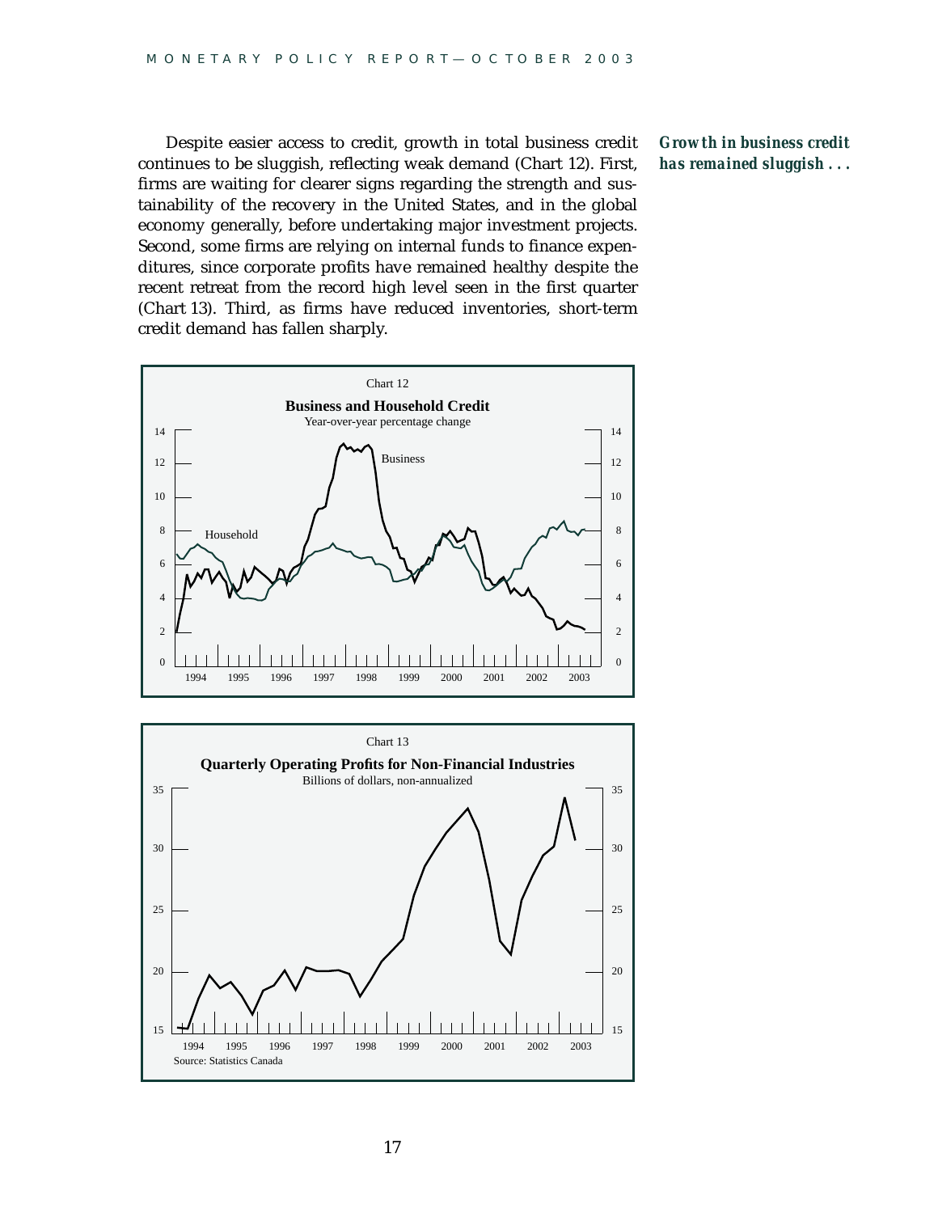Despite easier access to credit, growth in total business credit continues to be sluggish, reflecting weak demand (Chart 12). First, firms are waiting for clearer signs regarding the strength and sustainability of the recovery in the United States, and in the global economy generally, before undertaking major investment projects. Second, some firms are relying on internal funds to finance expenditures, since corporate profits have remained healthy despite the recent retreat from the record high level seen in the first quarter (Chart 13). Third, as firms have reduced inventories, short-term credit demand has fallen sharply.

***Growth in business credit has remained sluggish . . .***

Chart 12

**Business and Household Credit**

Year-over-year percentage change

Chart 13

**Quarterly Operating Profits for Non-Financial Industries**

Billions of dollars, non-annualized

Source: Statistics Canada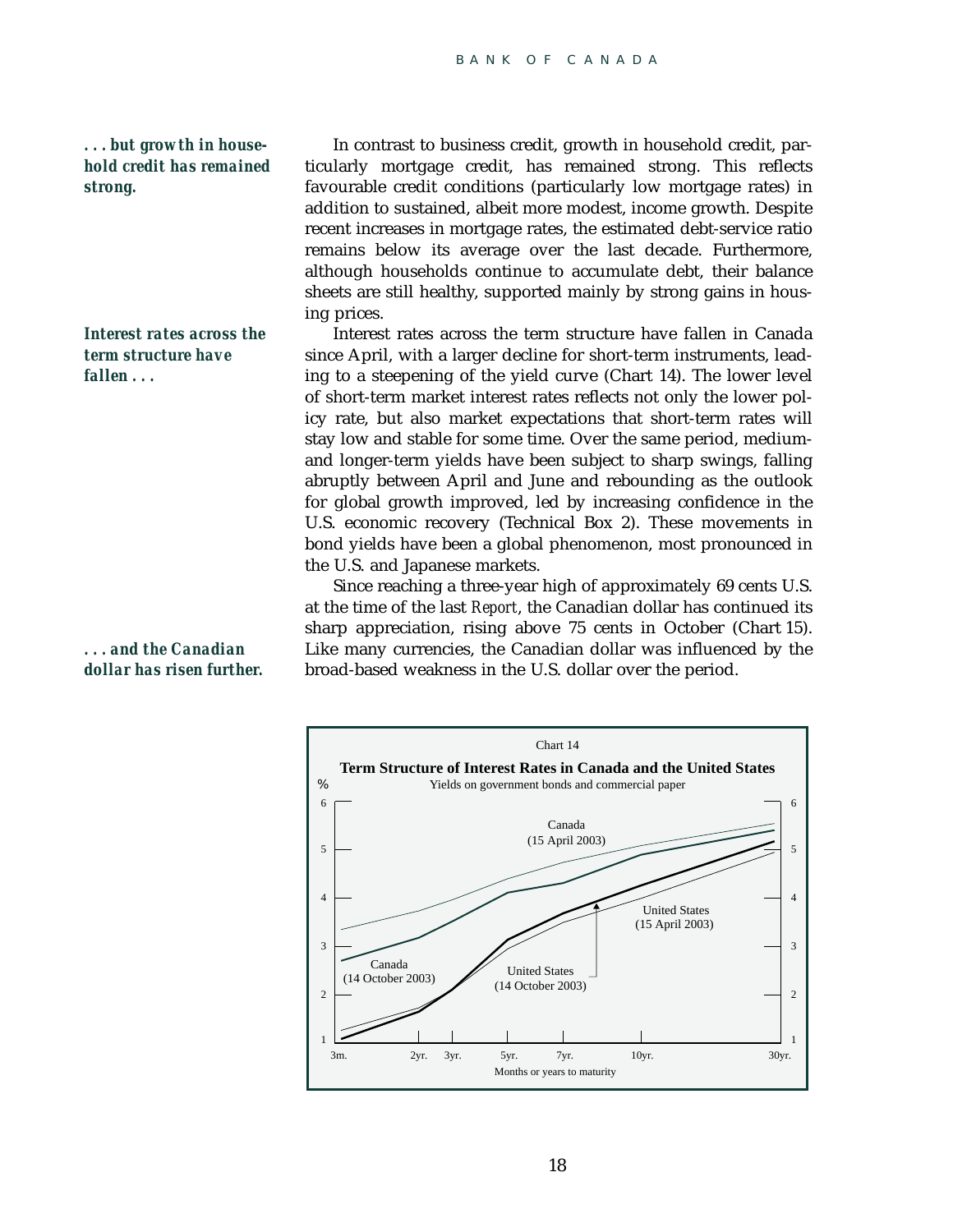*. . . but growth in household credit has remained strong.*

In contrast to business credit, growth in household credit, particularly mortgage credit, has remained strong. This reflects favourable credit conditions (particularly low mortgage rates) in addition to sustained, albeit more modest, income growth. Despite recent increases in mortgage rates, the estimated debt-service ratio remains below its average over the last decade. Furthermore, although households continue to accumulate debt, their balance sheets are still healthy, supported mainly by strong gains in housing prices.

*Interest rates across the term structure have fallen . . .*

Interest rates across the term structure have fallen in Canada since April, with a larger decline for short-term instruments, leading to a steepening of the yield curve (Chart 14). The lower level of short-term market interest rates reflects not only the lower policy rate, but also market expectations that short-term rates will stay low and stable for some time. Over the same period, medium- and longer-term yields have been subject to sharp swings, falling abruptly between April and June and rebounding as the outlook for global growth improved, led by increasing confidence in the U.S. economic recovery (Technical Box 2). These movements in bond yields have been a global phenomenon, most pronounced in the U.S. and Japanese markets.

*. . . and the Canadian dollar has risen further.*

Since reaching a three-year high of approximately 69 cents U.S. at the time of the last *Report*, the Canadian dollar has continued its sharp appreciation, rising above 75 cents in October (Chart 15). Like many currencies, the Canadian dollar was influenced by the broad-based weakness in the U.S. dollar over the period.

Chart 14

**Term Structure of Interest Rates in Canada and the United States**

Yields on government bonds and commercial paper

%

Canada (15 April 2003)

United States (15 April 2003)

Canada (14 October 2003)

United States (14 October 2003)

3m. 2yr. 3yr. 5yr. 7yr. 10yr. 30yr.

Months or years to maturity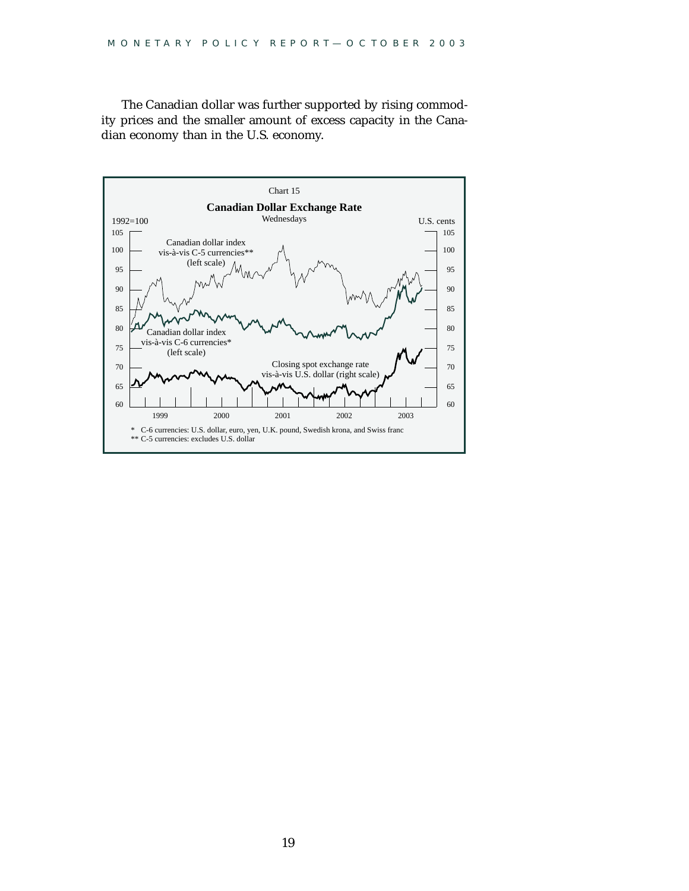The Canadian dollar was further supported by rising commodity prices and the smaller amount of excess capacity in the Canadian economy than in the U.S. economy.

Chart 15

**Canadian Dollar Exchange Rate**

Wednesdays

1992=100 | U.S. cents

Canadian dollar index vis-à-vis C-5 currencies** (left scale)

Canadian dollar index vis-à-vis C-6 currencies* (left scale)

Closing spot exchange rate vis-à-vis U.S. dollar (right scale)

\* C-6 currencies: U.S. dollar, euro, yen, U.K. pound, Swedish krona, and Swiss franc
\** C-5 currencies: excludes U.S. dollar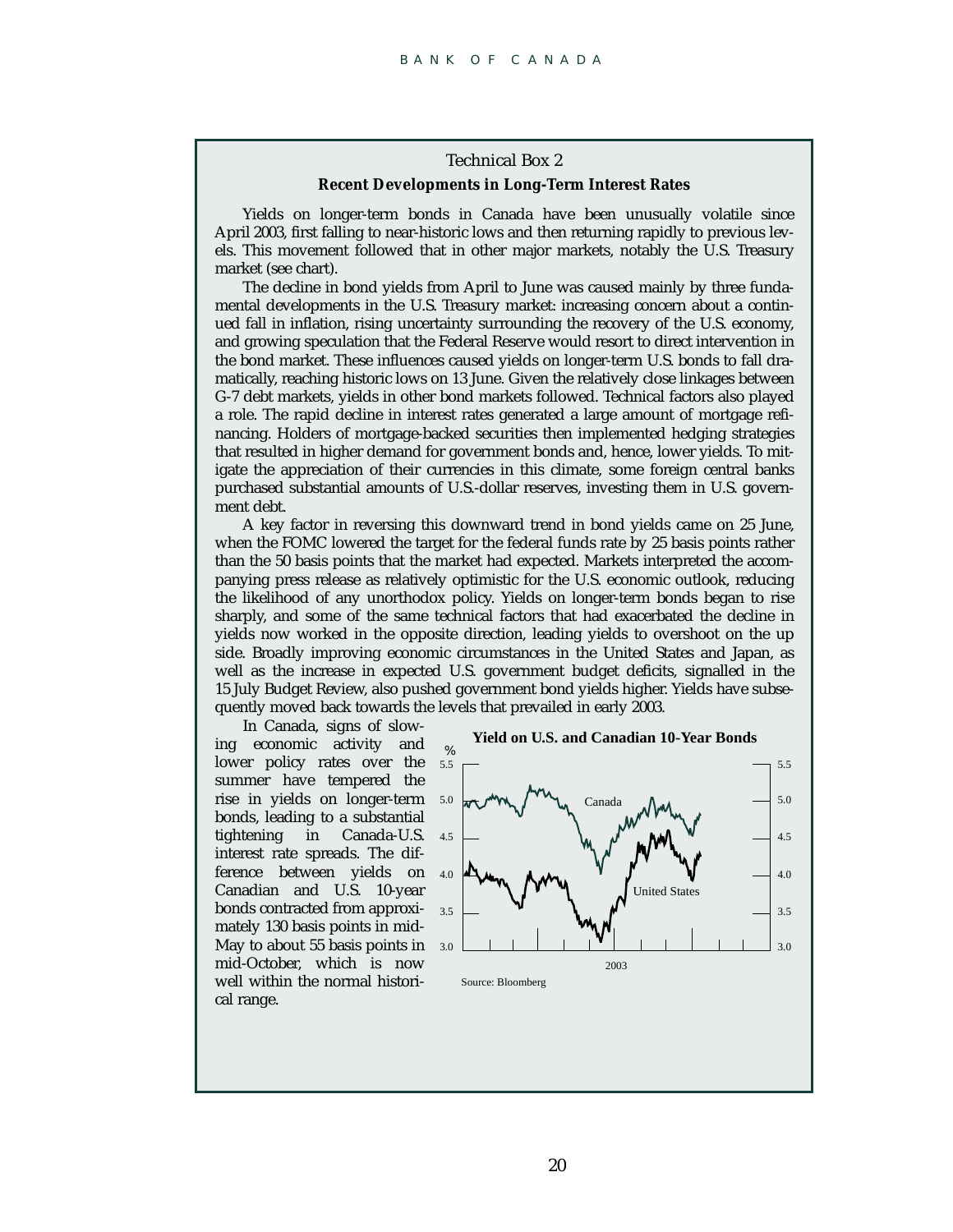Technical Box 2

## Recent Developments in Long-Term Interest Rates

Yields on longer-term bonds in Canada have been unusually volatile since April 2003, first falling to near-historic lows and then returning rapidly to previous levels. This movement followed that in other major markets, notably the U.S. Treasury market (see chart).

The decline in bond yields from April to June was caused mainly by three fundamental developments in the U.S. Treasury market: increasing concern about a continued fall in inflation, rising uncertainty surrounding the recovery of the U.S. economy, and growing speculation that the Federal Reserve would resort to direct intervention in the bond market. These influences caused yields on longer-term U.S. bonds to fall dramatically, reaching historic lows on 13 June. Given the relatively close linkages between G-7 debt markets, yields in other bond markets followed. Technical factors also played a role. The rapid decline in interest rates generated a large amount of mortgage refinancing. Holders of mortgage-backed securities then implemented hedging strategies that resulted in higher demand for government bonds and, hence, lower yields. To mitigate the appreciation of their currencies in this climate, some foreign central banks purchased substantial amounts of U.S.-dollar reserves, investing them in U.S. government debt.

A key factor in reversing this downward trend in bond yields came on 25 June, when the FOMC lowered the target for the federal funds rate by 25 basis points rather than the 50 basis points that the market had expected. Markets interpreted the accompanying press release as relatively optimistic for the U.S. economic outlook, reducing the likelihood of any unorthodox policy. Yields on longer-term bonds began to rise sharply, and some of the same technical factors that had exacerbated the decline in yields now worked in the opposite direction, leading yields to overshoot on the up side. Broadly improving economic circumstances in the United States and Japan, as well as the increase in expected U.S. government budget deficits, signalled in the 15 July Budget Review, also pushed government bond yields higher. Yields have subsequently moved back towards the levels that prevailed in early 2003.

In Canada, signs of slowing economic activity and lower policy rates over the summer have tempered the rise in yields on longer-term bonds, leading to a substantial tightening in Canada-U.S. interest rate spreads. The difference between yields on Canadian and U.S. 10-year bonds contracted from approximately 130 basis points in mid-May to about 55 basis points in mid-October, which is now well within the normal historical range.

**Yield on U.S. and Canadian 10-Year Bonds**

Source: Bloomberg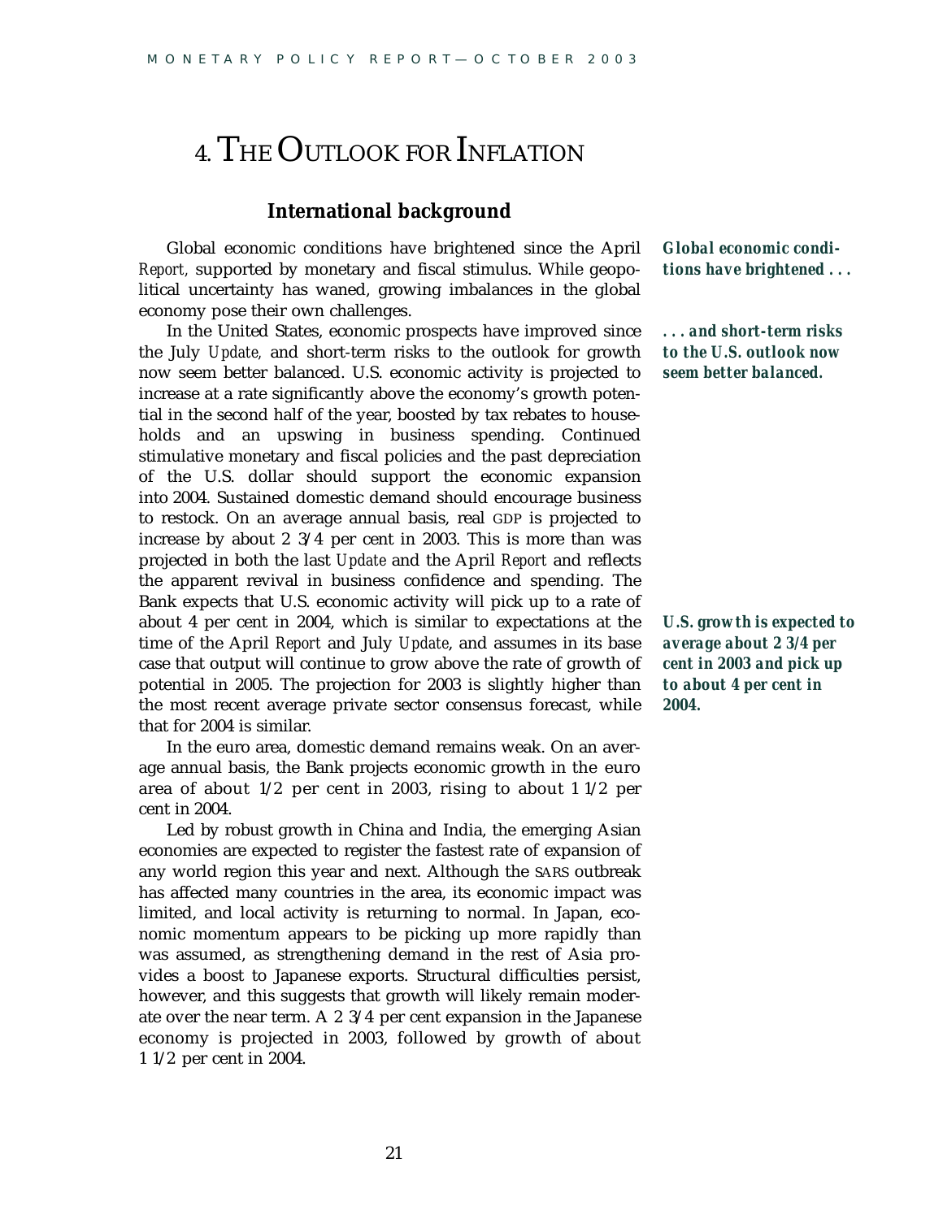# 4. The Outlook for Inflation

## International background

***Global economic conditions have brightened . . .***

Global economic conditions have brightened since the April *Report*, supported by monetary and fiscal stimulus. While geopolitical uncertainty has waned, growing imbalances in the global economy pose their own challenges.

***. . . and short-term risks to the U.S. outlook now seem better balanced.***

In the United States, economic prospects have improved since the July *Update*, and short-term risks to the outlook for growth now seem better balanced. U.S. economic activity is projected to increase at a rate significantly above the economy's growth potential in the second half of the year, boosted by tax rebates to households and an upswing in business spending. Continued stimulative monetary and fiscal policies and the past depreciation of the U.S. dollar should support the economic expansion into 2004. Sustained domestic demand should encourage business to restock. On an average annual basis, real GDP is projected to increase by about 2 3/4 per cent in 2003. This is more than was projected in both the last *Update* and the April *Report* and reflects the apparent revival in business confidence and spending. The Bank expects that U.S. economic activity will pick up to a rate of about 4 per cent in 2004, which is similar to expectations at the time of the April *Report* and July *Update*, and assumes in its base case that output will continue to grow above the rate of growth of potential in 2005. The projection for 2003 is slightly higher than the most recent average private sector consensus forecast, while that for 2004 is similar.

***U.S. growth is expected to average about 2 3/4 per cent in 2003 and pick up to about 4 per cent in 2004.***

In the euro area, domestic demand remains weak. On an average annual basis, the Bank projects economic growth in the euro area of about 1/2 per cent in 2003, rising to about 1 1/2 per cent in 2004.

Led by robust growth in China and India, the emerging Asian economies are expected to register the fastest rate of expansion of any world region this year and next. Although the SARS outbreak has affected many countries in the area, its economic impact was limited, and local activity is returning to normal. In Japan, economic momentum appears to be picking up more rapidly than was assumed, as strengthening demand in the rest of Asia provides a boost to Japanese exports. Structural difficulties persist, however, and this suggests that growth will likely remain moderate over the near term. A 2 3/4 per cent expansion in the Japanese economy is projected in 2003, followed by growth of about 1 1/2 per cent in 2004.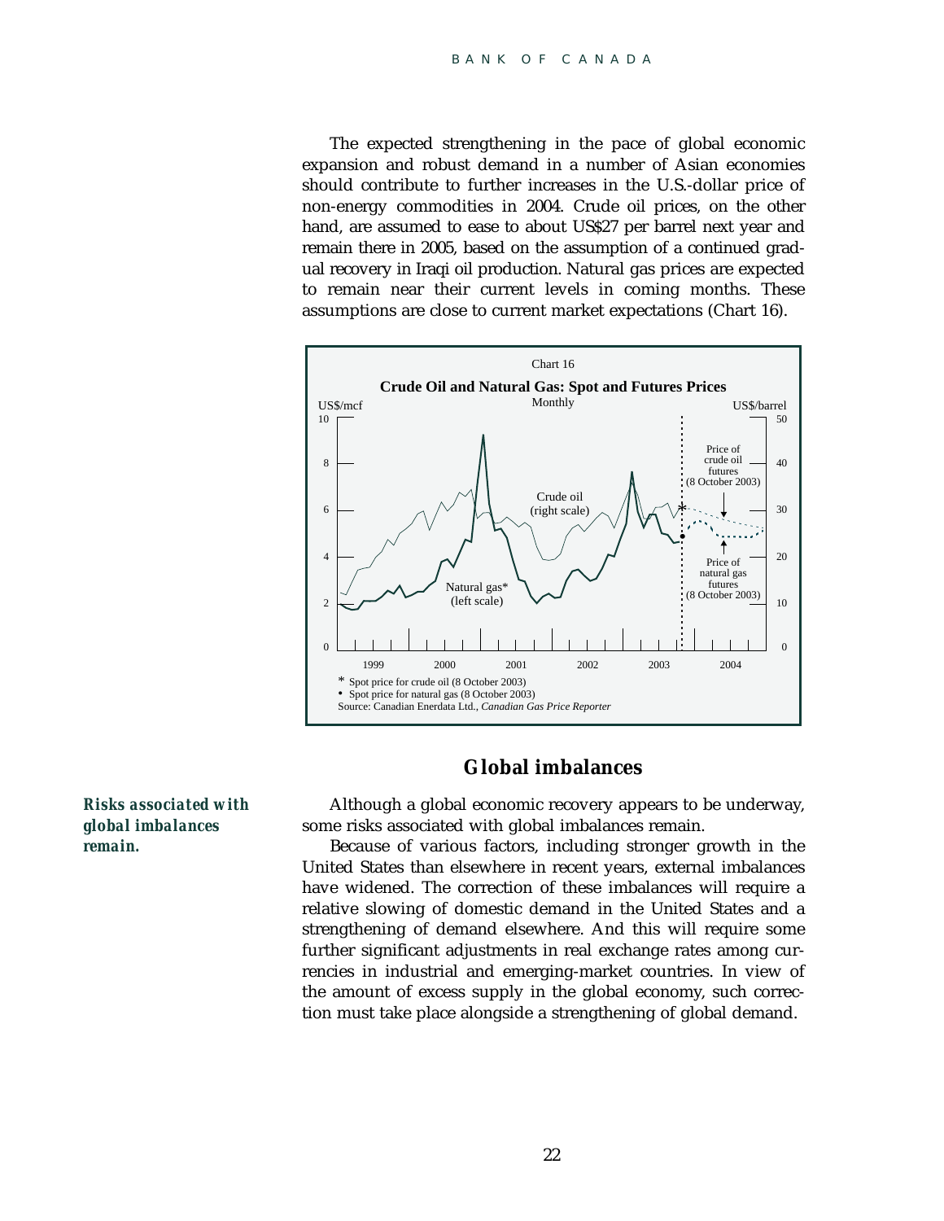The expected strengthening in the pace of global economic expansion and robust demand in a number of Asian economies should contribute to further increases in the U.S.-dollar price of non-energy commodities in 2004. Crude oil prices, on the other hand, are assumed to ease to about US$27 per barrel next year and remain there in 2005, based on the assumption of a continued gradual recovery in Iraqi oil production. Natural gas prices are expected to remain near their current levels in coming months. These assumptions are close to current market expectations (Chart 16).

Chart 16

**Crude Oil and Natural Gas: Spot and Futures Prices**

Monthly

US$/mcf | US$/barrel

Crude oil (right scale)

Natural gas* (left scale)

Price of crude oil futures (8 October 2003)

Price of natural gas futures (8 October 2003)

1999 2000 2001 2002 2003 2004

\* Spot price for crude oil (8 October 2003)

• Spot price for natural gas (8 October 2003)

Source: Canadian Enerdata Ltd., *Canadian Gas Price Reporter*

## Global imbalances

***Risks associated with global imbalances remain.***

Although a global economic recovery appears to be underway, some risks associated with global imbalances remain.

Because of various factors, including stronger growth in the United States than elsewhere in recent years, external imbalances have widened. The correction of these imbalances will require a relative slowing of domestic demand in the United States and a strengthening of demand elsewhere. And this will require some further significant adjustments in real exchange rates among currencies in industrial and emerging-market countries. In view of the amount of excess supply in the global economy, such correction must take place alongside a strengthening of global demand.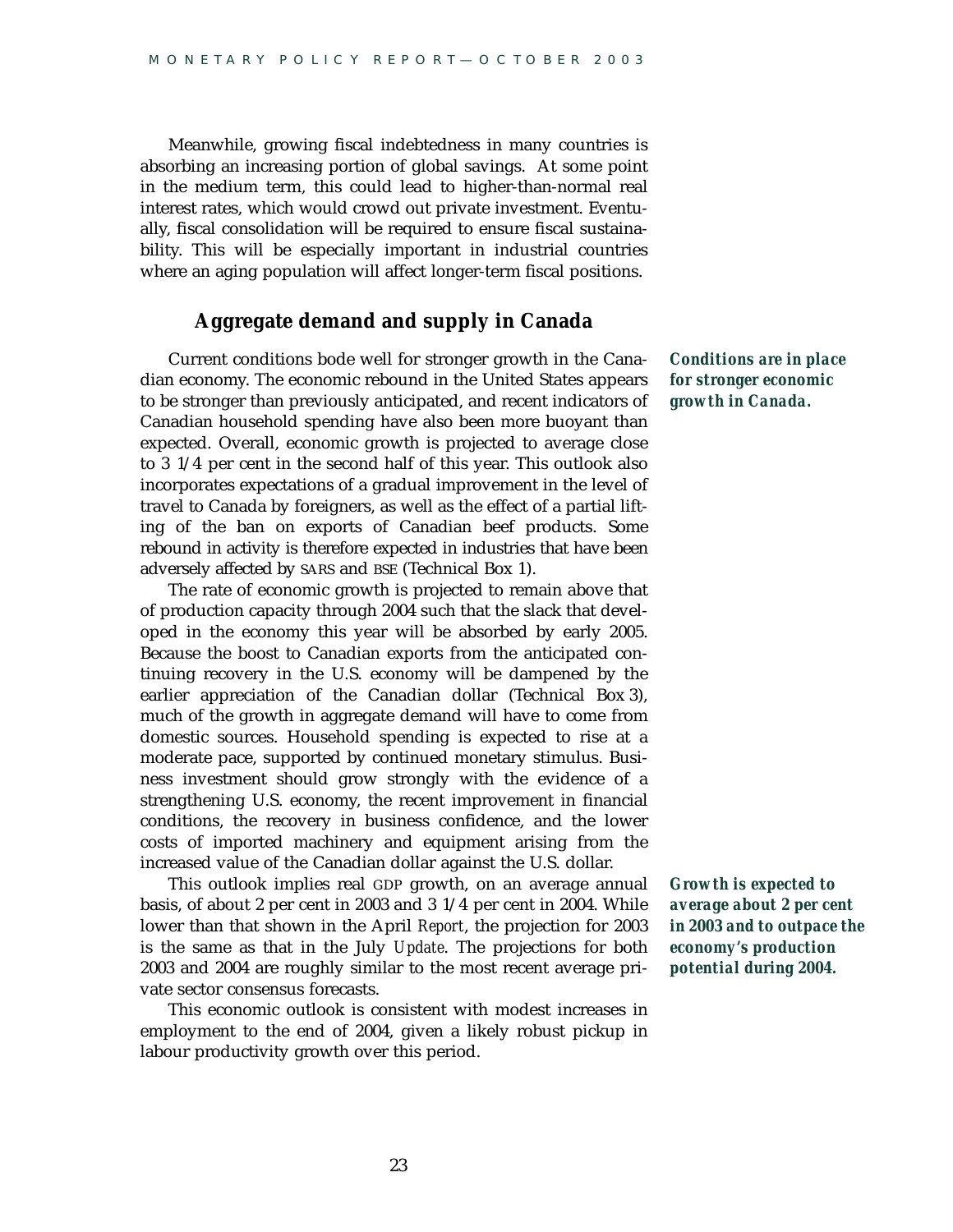Meanwhile, growing fiscal indebtedness in many countries is absorbing an increasing portion of global savings. At some point in the medium term, this could lead to higher-than-normal real interest rates, which would crowd out private investment. Eventually, fiscal consolidation will be required to ensure fiscal sustainability. This will be especially important in industrial countries where an aging population will affect longer-term fiscal positions.

## Aggregate demand and supply in Canada

***Conditions are in place for stronger economic growth in Canada.***

Current conditions bode well for stronger growth in the Canadian economy. The economic rebound in the United States appears to be stronger than previously anticipated, and recent indicators of Canadian household spending have also been more buoyant than expected. Overall, economic growth is projected to average close to 3 1/4 per cent in the second half of this year. This outlook also incorporates expectations of a gradual improvement in the level of travel to Canada by foreigners, as well as the effect of a partial lifting of the ban on exports of Canadian beef products. Some rebound in activity is therefore expected in industries that have been adversely affected by SARS and BSE (Technical Box 1).

The rate of economic growth is projected to remain above that of production capacity through 2004 such that the slack that developed in the economy this year will be absorbed by early 2005. Because the boost to Canadian exports from the anticipated continuing recovery in the U.S. economy will be dampened by the earlier appreciation of the Canadian dollar (Technical Box 3), much of the growth in aggregate demand will have to come from domestic sources. Household spending is expected to rise at a moderate pace, supported by continued monetary stimulus. Business investment should grow strongly with the evidence of a strengthening U.S. economy, the recent improvement in financial conditions, the recovery in business confidence, and the lower costs of imported machinery and equipment arising from the increased value of the Canadian dollar against the U.S. dollar.

***Growth is expected to average about 2 per cent in 2003 and to outpace the economy's production potential during 2004.***

This outlook implies real GDP growth, on an average annual basis, of about 2 per cent in 2003 and 3 1/4 per cent in 2004. While lower than that shown in the April *Report*, the projection for 2003 is the same as that in the July *Update*. The projections for both 2003 and 2004 are roughly similar to the most recent average private sector consensus forecasts.

This economic outlook is consistent with modest increases in employment to the end of 2004, given a likely robust pickup in labour productivity growth over this period.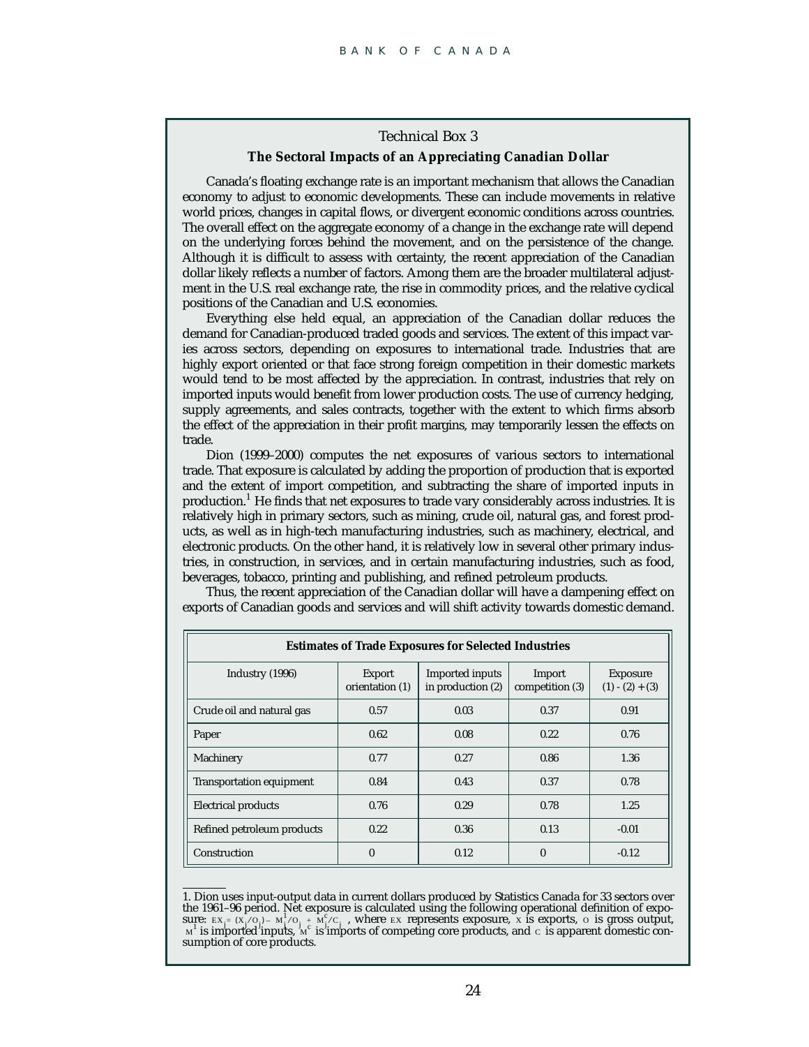## Technical Box 3

### The Sectoral Impacts of an Appreciating Canadian Dollar

Canada's floating exchange rate is an important mechanism that allows the Canadian economy to adjust to economic developments. These can include movements in relative world prices, changes in capital flows, or divergent economic conditions across countries. The overall effect on the aggregate economy of a change in the exchange rate will depend on the underlying forces behind the movement, and on the persistence of the change. Although it is difficult to assess with certainty, the recent appreciation of the Canadian dollar likely reflects a number of factors. Among them are the broader multilateral adjustment in the U.S. real exchange rate, the rise in commodity prices, and the relative cyclical positions of the Canadian and U.S. economies.

Everything else held equal, an appreciation of the Canadian dollar reduces the demand for Canadian-produced traded goods and services. The extent of this impact varies across sectors, depending on exposures to international trade. Industries that are highly export oriented or that face strong foreign competition in their domestic markets would tend to be most affected by the appreciation. In contrast, industries that rely on imported inputs would benefit from lower production costs. The use of currency hedging, supply agreements, and sales contracts, together with the extent to which firms absorb the effect of the appreciation in their profit margins, may temporarily lessen the effects on trade.

Dion (1999–2000) computes the net exposures of various sectors to international trade. That exposure is calculated by adding the proportion of production that is exported and the extent of import competition, and subtracting the share of imported inputs in production.[1] He finds that net exposures to trade vary considerably across industries. It is relatively high in primary sectors, such as mining, crude oil, natural gas, and forest products, as well as in high-tech manufacturing industries, such as machinery, electrical, and electronic products. On the other hand, it is relatively low in several other primary industries, in construction, in services, and in certain manufacturing industries, such as food, beverages, tobacco, printing and publishing, and refined petroleum products.

Thus, the recent appreciation of the Canadian dollar will have a dampening effect on exports of Canadian goods and services and will shift activity towards domestic demand.

**Estimates of Trade Exposures for Selected Industries**

| Industry (1996) | Export orientation (1) | Imported inputs in production (2) | Import competition (3) | Exposure (1) - (2) + (3) |
|---|---|---|---|---|
| Crude oil and natural gas | 0.57 | 0.03 | 0.37 | 0.91 |
| Paper | 0.62 | 0.08 | 0.22 | 0.76 |
| Machinery | 0.77 | 0.27 | 0.86 | 1.36 |
| Transportation equipment | 0.84 | 0.43 | 0.37 | 0.78 |
| Electrical products | 0.76 | 0.29 | 0.78 | 1.25 |
| Refined petroleum products | 0.22 | 0.36 | 0.13 | -0.01 |
| Construction | 0 | 0.12 | 0 | -0.12 |

1. Dion uses input-output data in current dollars produced by Statistics Canada for 33 sectors over the 1961–96 period. Net exposure is calculated using the following operational definition of exposure: $EX_j = (X_j/O_j) - M^I_j/O_j + M^C_j/C_j$, where $EX$ represents exposure, $X$ is exports, $O$ is gross output, $M^I$ is imported inputs, $M^C$ is imports of competing core products, and $C$ is apparent domestic consumption of core products.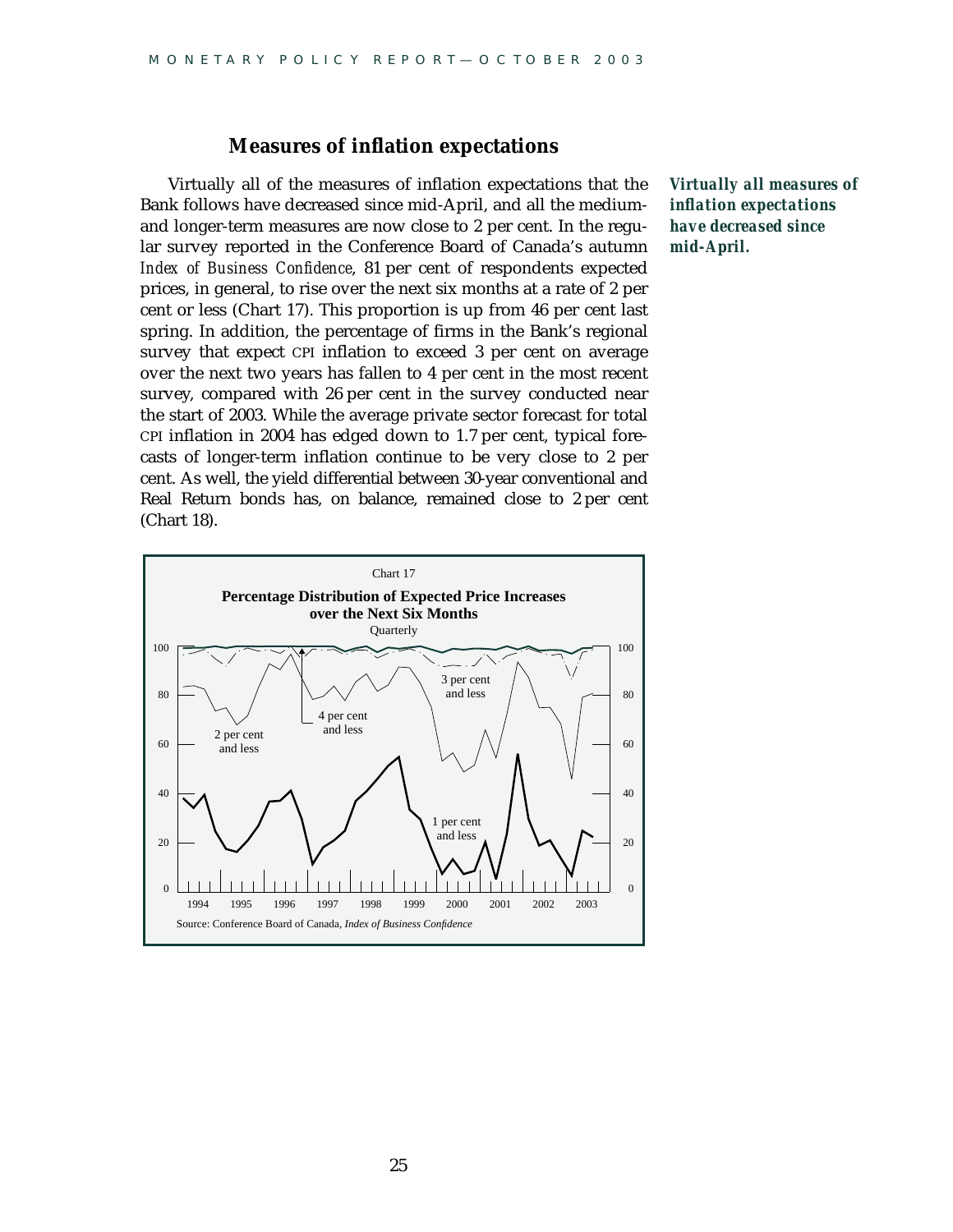## Measures of inflation expectations

Virtually all of the measures of inflation expectations that the Bank follows have decreased since mid-April, and all the medium- and longer-term measures are now close to 2 per cent. In the regular survey reported in the Conference Board of Canada's autumn *Index of Business Confidence*, 81 per cent of respondents expected prices, in general, to rise over the next six months at a rate of 2 per cent or less (Chart 17). This proportion is up from 46 per cent last spring. In addition, the percentage of firms in the Bank's regional survey that expect CPI inflation to exceed 3 per cent on average over the next two years has fallen to 4 per cent in the most recent survey, compared with 26 per cent in the survey conducted near the start of 2003. While the average private sector forecast for total CPI inflation in 2004 has edged down to 1.7 per cent, typical forecasts of longer-term inflation continue to be very close to 2 per cent. As well, the yield differential between 30-year conventional and Real Return bonds has, on balance, remained close to 2 per cent (Chart 18).

***Virtually all measures of inflation expectations have decreased since mid-April.***

Chart 17

**Percentage Distribution of Expected Price Increases over the Next Six Months**

Quarterly

Source: Conference Board of Canada, *Index of Business Confidence*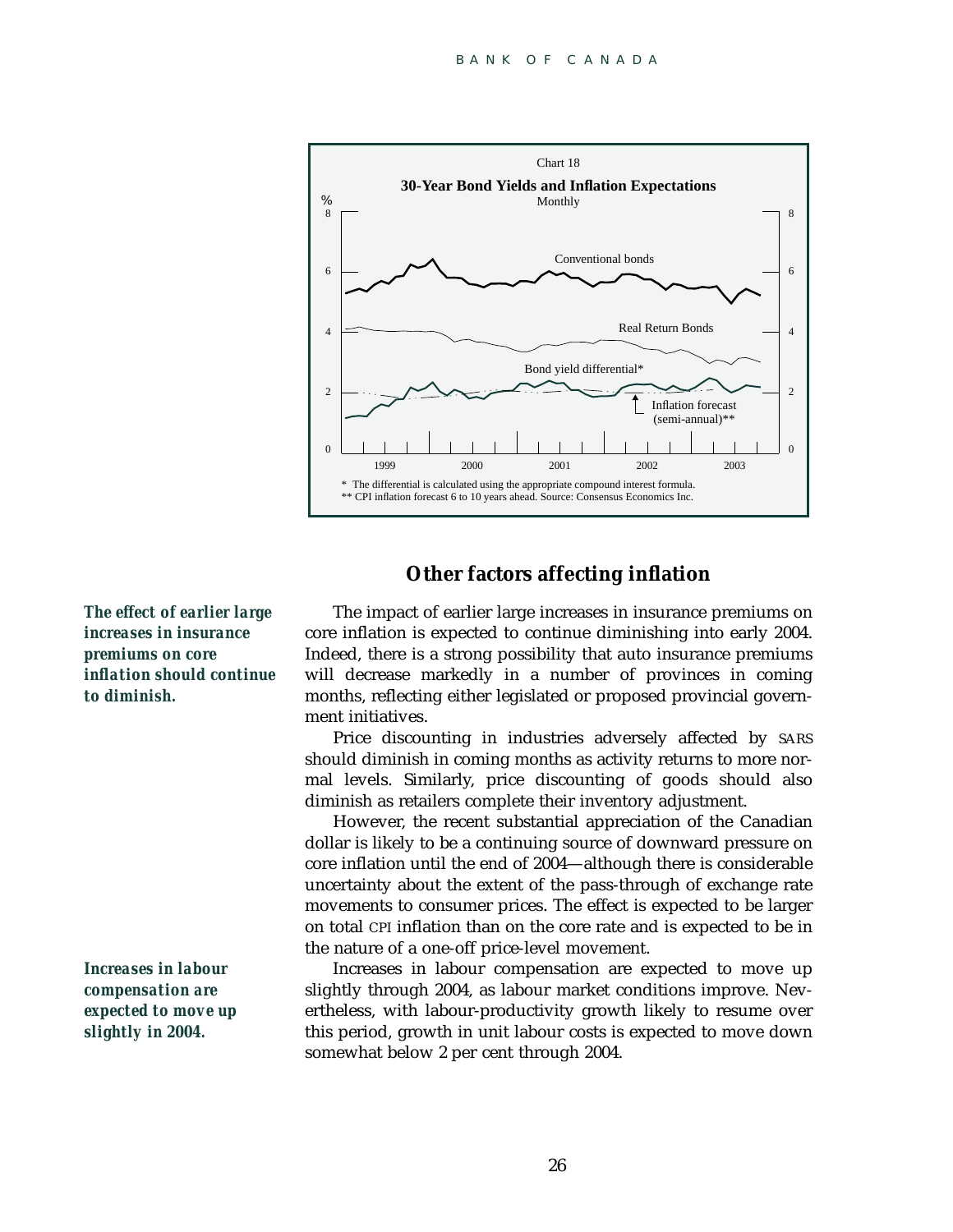Chart 18

**30-Year Bond Yields and Inflation Expectations**

Monthly

\* The differential is calculated using the appropriate compound interest formula.
\*\* CPI inflation forecast 6 to 10 years ahead. Source: Consensus Economics Inc.

## Other factors affecting inflation

***The effect of earlier large increases in insurance premiums on core inflation should continue to diminish.***

The impact of earlier large increases in insurance premiums on core inflation is expected to continue diminishing into early 2004. Indeed, there is a strong possibility that auto insurance premiums will decrease markedly in a number of provinces in coming months, reflecting either legislated or proposed provincial government initiatives.

Price discounting in industries adversely affected by SARS should diminish in coming months as activity returns to more normal levels. Similarly, price discounting of goods should also diminish as retailers complete their inventory adjustment.

However, the recent substantial appreciation of the Canadian dollar is likely to be a continuing source of downward pressure on core inflation until the end of 2004—although there is considerable uncertainty about the extent of the pass-through of exchange rate movements to consumer prices. The effect is expected to be larger on total CPI inflation than on the core rate and is expected to be in the nature of a one-off price-level movement.

***Increases in labour compensation are expected to move up slightly in 2004.***

Increases in labour compensation are expected to move up slightly through 2004, as labour market conditions improve. Nevertheless, with labour-productivity growth likely to resume over this period, growth in unit labour costs is expected to move down somewhat below 2 per cent through 2004.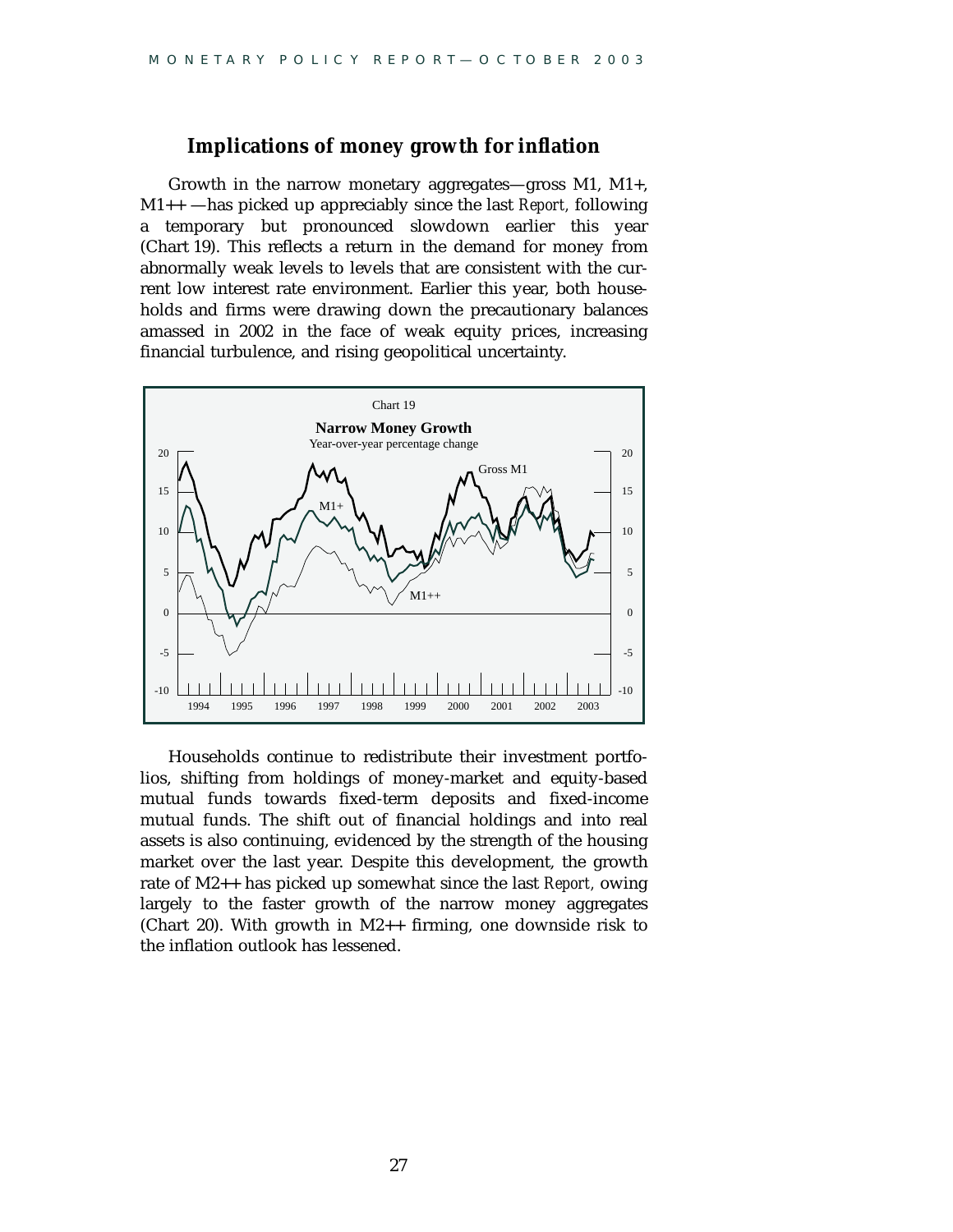## Implications of money growth for inflation

Growth in the narrow monetary aggregates—gross M1, M1+, M1++ —has picked up appreciably since the last *Report*, following a temporary but pronounced slowdown earlier this year (Chart 19). This reflects a return in the demand for money from abnormally weak levels to levels that are consistent with the current low interest rate environment. Earlier this year, both households and firms were drawing down the precautionary balances amassed in 2002 in the face of weak equity prices, increasing financial turbulence, and rising geopolitical uncertainty.

Chart 19

**Narrow Money Growth**

Year-over-year percentage change

Households continue to redistribute their investment portfolios, shifting from holdings of money-market and equity-based mutual funds towards fixed-term deposits and fixed-income mutual funds. The shift out of financial holdings and into real assets is also continuing, evidenced by the strength of the housing market over the last year. Despite this development, the growth rate of M2++ has picked up somewhat since the last *Report,* owing largely to the faster growth of the narrow money aggregates (Chart 20). With growth in M2++ firming, one downside risk to the inflation outlook has lessened.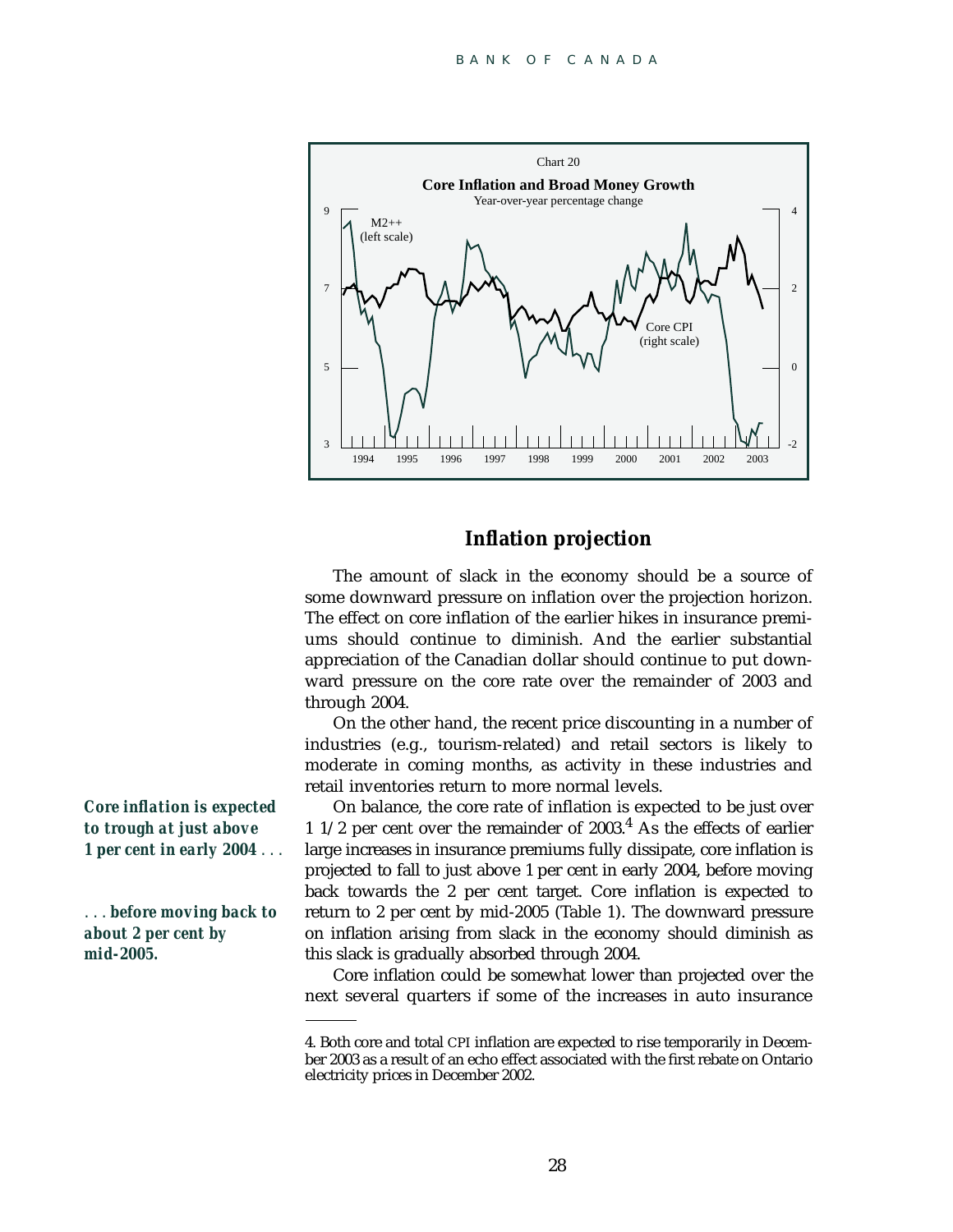Chart 20

**Core Inflation and Broad Money Growth**

Year-over-year percentage change

## Inflation projection

The amount of slack in the economy should be a source of some downward pressure on inflation over the projection horizon. The effect on core inflation of the earlier hikes in insurance premiums should continue to diminish. And the earlier substantial appreciation of the Canadian dollar should continue to put downward pressure on the core rate over the remainder of 2003 and through 2004.

On the other hand, the recent price discounting in a number of industries (e.g., tourism-related) and retail sectors is likely to moderate in coming months, as activity in these industries and retail inventories return to more normal levels.

***Core inflation is expected to trough at just above 1 per cent in early 2004*** . . .

On balance, the core rate of inflation is expected to be just over 1 1/2 per cent over the remainder of 2003.[4] As the effects of earlier large increases in insurance premiums fully dissipate, core inflation is projected to fall to just above 1 per cent in early 2004, before moving back towards the 2 per cent target. Core inflation is expected to return to 2 per cent by mid-2005 (Table 1). The downward pressure on inflation arising from slack in the economy should diminish as this slack is gradually absorbed through 2004.

. . . ***before moving back to about 2 per cent by mid-2005.***

Core inflation could be somewhat lower than projected over the next several quarters if some of the increases in auto insurance

---

4. Both core and total CPI inflation are expected to rise temporarily in December 2003 as a result of an echo effect associated with the first rebate on Ontario electricity prices in December 2002.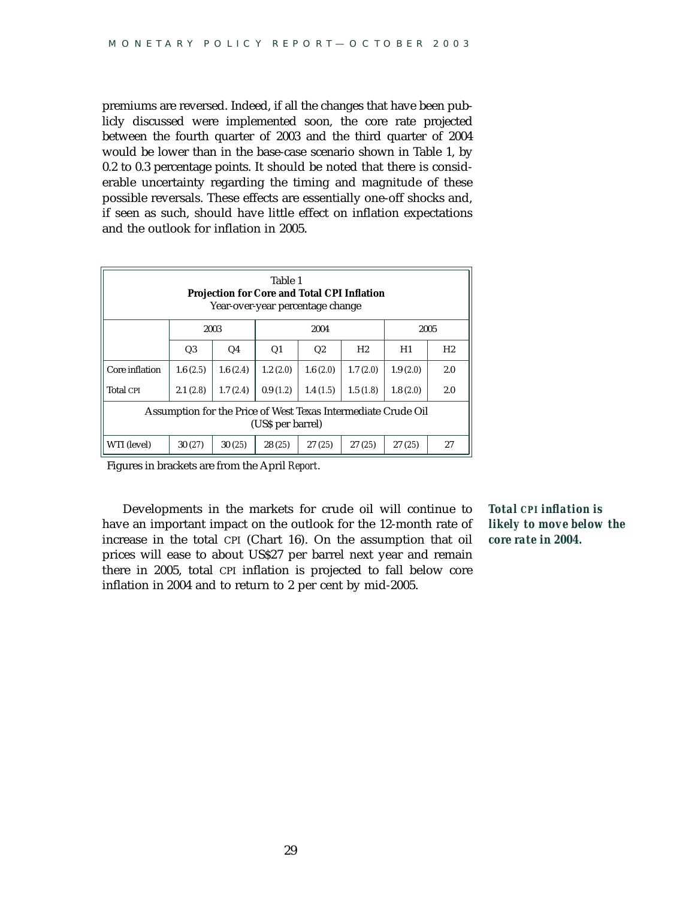premiums are reversed. Indeed, if all the changes that have been publicly discussed were implemented soon, the core rate projected between the fourth quarter of 2003 and the third quarter of 2004 would be lower than in the base-case scenario shown in Table 1, by 0.2 to 0.3 percentage points. It should be noted that there is considerable uncertainty regarding the timing and magnitude of these possible reversals. These effects are essentially one-off shocks and, if seen as such, should have little effect on inflation expectations and the outlook for inflation in 2005.

Table 1
**Projection for Core and Total CPI Inflation**
Year-over-year percentage change

| | 2003 | | 2004 | | | 2005 | |
|---|---|---|---|---|---|---|---|
| | Q3 | Q4 | Q1 | Q2 | H2 | H1 | H2 |
| Core inflation | 1.6 (2.5) | 1.6 (2.4) | 1.2 (2.0) | 1.6 (2.0) | 1.7 (2.0) | 1.9 (2.0) | 2.0 |
| Total CPI | 2.1 (2.8) | 1.7 (2.4) | 0.9 (1.2) | 1.4 (1.5) | 1.5 (1.8) | 1.8 (2.0) | 2.0 |
| Assumption for the Price of West Texas Intermediate Crude Oil (US$ per barrel) | | | | | | | |
| WTI (level) | 30 (27) | 30 (25) | 28 (25) | 27 (25) | 27 (25) | 27 (25) | 27 |

Figures in brackets are from the April *Report*.

***Total CPI inflation is likely to move below the core rate in 2004.***

Developments in the markets for crude oil will continue to have an important impact on the outlook for the 12-month rate of increase in the total CPI (Chart 16). On the assumption that oil prices will ease to about US$27 per barrel next year and remain there in 2005, total CPI inflation is projected to fall below core inflation in 2004 and to return to 2 per cent by mid-2005.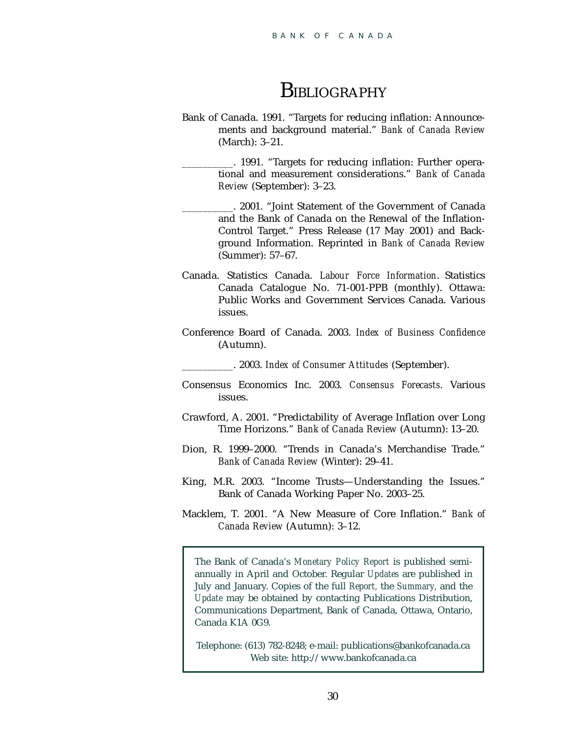# Bibliography

Bank of Canada. 1991. "Targets for reducing inflation: Announcements and background material." *Bank of Canada Review* (March): 3–21.

__________. 1991. "Targets for reducing inflation: Further operational and measurement considerations." *Bank of Canada Review* (September): 3–23.

__________. 2001. "Joint Statement of the Government of Canada and the Bank of Canada on the Renewal of the Inflation-Control Target." Press Release (17 May 2001) and Background Information. Reprinted in *Bank of Canada Review* (Summer): 57–67.

Canada. Statistics Canada. *Labour Force Information*. Statistics Canada Catalogue No. 71-001-PPB (monthly). Ottawa: Public Works and Government Services Canada. Various issues.

Conference Board of Canada. 2003. *Index of Business Confidence* (Autumn).

__________. 2003. *Index of Consumer Attitudes* (September).

Consensus Economics Inc. 2003. *Consensus Forecasts*. Various issues.

Crawford, A. 2001. "Predictability of Average Inflation over Long Time Horizons." *Bank of Canada Review* (Autumn): 13–20.

Dion, R. 1999–2000. "Trends in Canada's Merchandise Trade." *Bank of Canada Review* (Winter): 29–41.

King, M.R. 2003. "Income Trusts—Understanding the Issues." Bank of Canada Working Paper No. 2003–25.

Macklem, T. 2001. "A New Measure of Core Inflation." *Bank of Canada Review* (Autumn): 3–12.

The Bank of Canada's *Monetary Policy Report* is published semi-annually in April and October. Regular *Updates* are published in July and January. Copies of the full *Report,* the *Summary,* and the *Update* may be obtained by contacting Publications Distribution, Communications Department, Bank of Canada, Ottawa, Ontario, Canada K1A 0G9.

Telephone: (613) 782-8248; e-mail: publications@bankofcanada.ca
Web site: http:// www.bankofcanada.ca